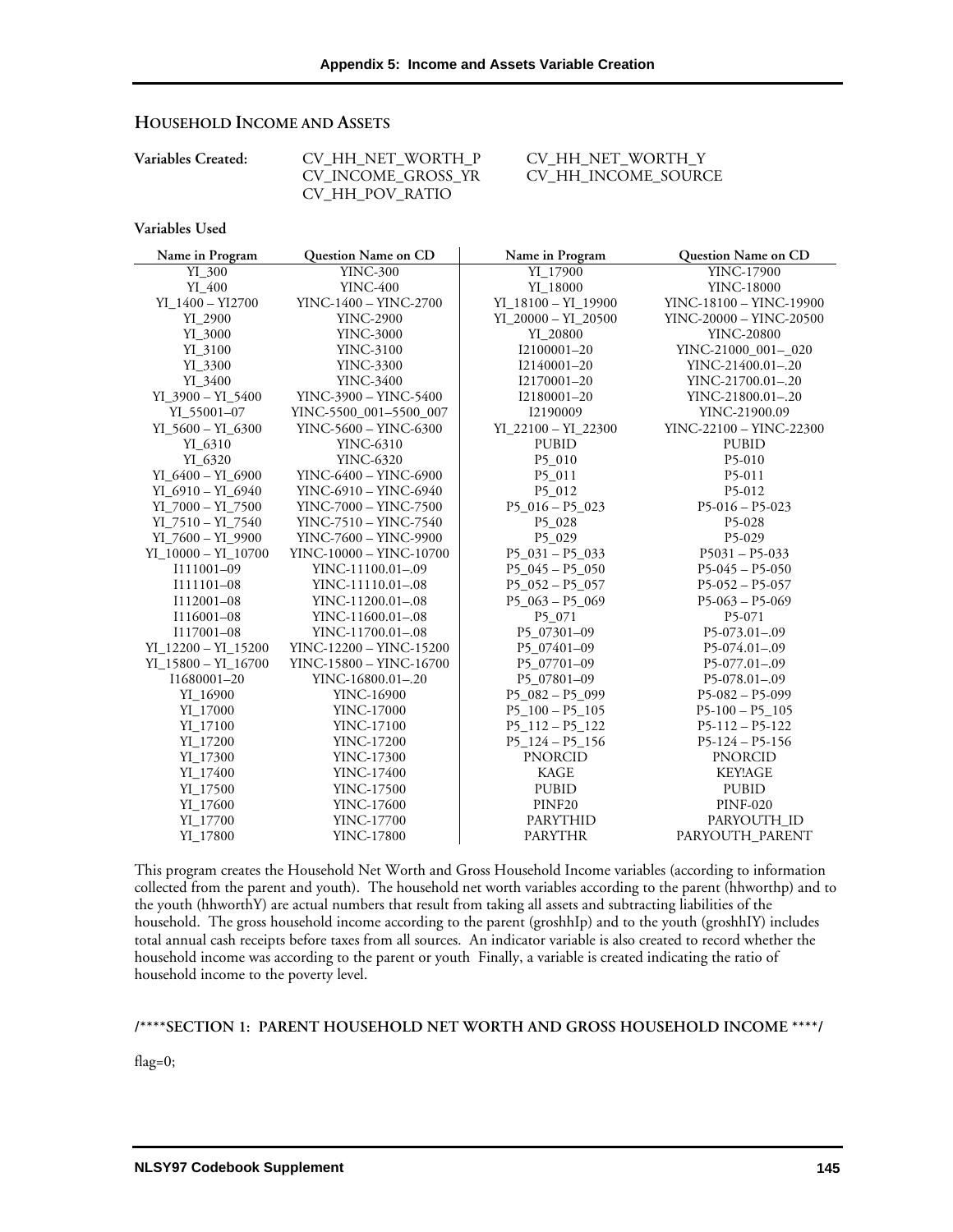## HOUSEHOLD INCOME AND ASSETS

**Variables Created:** CV_HH_NET_WORTH_P, CV_HH_NET_WORTH_Y, CV_INCOME_GROSS_YR, CV_HH_INCOME_SOURCE, CV_HH_POV_RATIO

**Variables Used**

| Name in Program | Question Name on CD | Name in Program | Question Name on CD |
|---|---|---|---|
| YI_300 | YINC-300 | YI_17900 | YINC-17900 |
| YI_400 | YINC-400 | YI_18000 | YINC-18000 |
| YI_1400 – YI2700 | YINC-1400 – YINC-2700 | YI_18100 – YI_19900 | YINC-18100 – YINC-19900 |
| YI_2900 | YINC-2900 | YI_20000 – YI_20500 | YINC-20000 – YINC-20500 |
| YI_3000 | YINC-3000 | YI_20800 | YINC-20800 |
| YI_3100 | YINC-3100 | I2100001–20 | YINC-21000_001–_020 |
| YI_3300 | YINC-3300 | I2140001–20 | YINC-21400.01–.20 |
| YI_3400 | YINC-3400 | I2170001–20 | YINC-21700.01–.20 |
| YI_3900 – YI_5400 | YINC-3900 – YINC-5400 | I2180001–20 | YINC-21800.01–.20 |
| YI_55001–07 | YINC-5500_001–5500_007 | I2190009 | YINC-21900.09 |
| YI_5600 – YI_6300 | YINC-5600 – YINC-6300 | YI_22100 – YI_22300 | YINC-22100 – YINC-22300 |
| YI_6310 | YINC-6310 | PUBID | PUBID |
| YI_6320 | YINC-6320 | P5_010 | P5-010 |
| YI_6400 – YI_6900 | YINC-6400 – YINC-6900 | P5_011 | P5-011 |
| YI_6910 – YI_6940 | YINC-6910 – YINC-6940 | P5_012 | P5-012 |
| YI_7000 – YI_7500 | YINC-7000 – YINC-7500 | P5_016 – P5_023 | P5-016 – P5-023 |
| YI_7510 – YI_7540 | YINC-7510 – YINC-7540 | P5_028 | P5-028 |
| YI_7600 – YI_9900 | YINC-7600 – YINC-9900 | P5_029 | P5-029 |
| YI_10000 – YI_10700 | YINC-10000 – YINC-10700 | P5_031 – P5_033 | P5031 – P5-033 |
| I111001–09 | YINC-11100.01–.09 | P5_045 – P5_050 | P5-045 – P5-050 |
| I111101–08 | YINC-11110.01–.08 | P5_052 – P5_057 | P5-052 – P5-057 |
| I112001–08 | YINC-11200.01–.08 | P5_063 – P5_069 | P5-063 – P5-069 |
| I116001–08 | YINC-11600.01–.08 | P5_071 | P5-071 |
| I117001–08 | YINC-11700.01–.08 | P5_07301–09 | P5-073.01–.09 |
| YI_12200 – YI_15200 | YINC-12200 – YINC-15200 | P5_07401–09 | P5-074.01–.09 |
| YI_15800 – YI_16700 | YINC-15800 – YINC-16700 | P5_07701–09 | P5-077.01–.09 |
| I1680001–20 | YINC-16800.01–.20 | P5_07801–09 | P5-078.01–.09 |
| YI_16900 | YINC-16900 | P5_082 – P5_099 | P5-082 – P5-099 |
| YI_17000 | YINC-17000 | P5_100 – P5_105 | P5-100 – P5_105 |
| YI_17100 | YINC-17100 | P5_112 – P5_122 | P5-112 – P5-122 |
| YI_17200 | YINC-17200 | P5_124 – P5_156 | P5-124 – P5-156 |
| YI_17300 | YINC-17300 | PNORCID | PNORCID |
| YI_17400 | YINC-17400 | KAGE | KEY!AGE |
| YI_17500 | YINC-17500 | PUBID | PUBID |
| YI_17600 | YINC-17600 | PINF20 | PINF-020 |
| YI_17700 | YINC-17700 | PARYTHID | PARYOUTH_ID |
| YI_17800 | YINC-17800 | PARYTHR | PARYOUTH_PARENT |

This program creates the Household Net Worth and Gross Household Income variables (according to information collected from the parent and youth). The household net worth variables according to the parent (hhworthp) and to the youth (hhworthY) are actual numbers that result from taking all assets and subtracting liabilities of the household. The gross household income according to the parent (groshhIp) and to the youth (groshhIY) includes total annual cash receipts before taxes from all sources. An indicator variable is also created to record whether the household income was according to the parent or youth Finally, a variable is created indicating the ratio of household income to the poverty level.

```
/****SECTION 1: PARENT HOUSEHOLD NET WORTH AND GROSS HOUSEHOLD INCOME ****/

flag=0;
```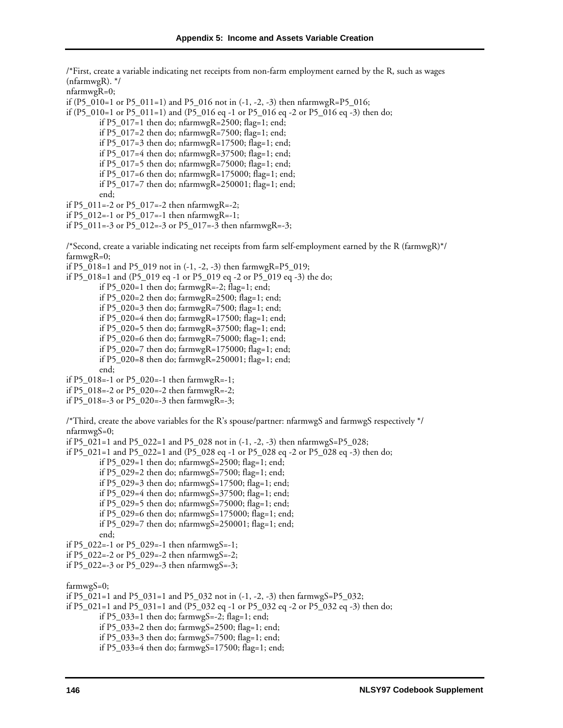```
/*First, create a variable indicating net receipts from non-farm employment earned by the R, such as wages
(nfarmwgR). */
nfarmwgR=0;
if (P5_010=1 or P5_011=1) and P5_016 not in (-1, -2, -3) then nfarmwgR=P5_016;
if (P5_010=1 or P5_011=1) and (P5_016 eq -1 or P5_016 eq -2 or P5_016 eq -3) then do;
        if P5_017=1 then do; nfarmwgR=2500; flag=1; end;
        if P5_017=2 then do; nfarmwgR=7500; flag=1; end;
        if P5_017=3 then do; nfarmwgR=17500; flag=1; end;
        if P5_017=4 then do; nfarmwgR=37500; flag=1; end;
        if P5_017=5 then do; nfarmwgR=75000; flag=1; end;
        if P5_017=6 then do; nfarmwgR=175000; flag=1; end;
        if P5_017=7 then do; nfarmwgR=250001; flag=1; end;
        end;
if P5_011=-2 or P5_017=-2 then nfarmwgR=-2;
if P5_012=-1 or P5_017=-1 then nfarmwgR=-1;
if P5_011=-3 or P5_012=-3 or P5_017=-3 then nfarmwgR=-3;

/*Second, create a variable indicating net receipts from farm self-employment earned by the R (farmwgR)*/
farmwgR=0;
if P5_018=1 and P5_019 not in (-1, -2, -3) then farmwgR=P5_019;
if P5_018=1 and (P5_019 eq -1 or P5_019 eq -2 or P5_019 eq -3) the do;
        if P5_020=1 then do; farmwgR=-2; flag=1; end;
        if P5_020=2 then do; farmwgR=2500; flag=1; end;
        if P5_020=3 then do; farmwgR=7500; flag=1; end;
        if P5_020=4 then do; farmwgR=17500; flag=1; end;
        if P5_020=5 then do; farmwgR=37500; flag=1; end;
        if P5_020=6 then do; farmwgR=75000; flag=1; end;
        if P5_020=7 then do; farmwgR=175000; flag=1; end;
        if P5_020=8 then do; farmwgR=250001; flag=1; end;
        end;
if P5_018=-1 or P5_020=-1 then farmwgR=-1;
if P5_018=-2 or P5_020=-2 then farmwgR=-2;
if P5_018=-3 or P5_020=-3 then farmwgR=-3;

/*Third, create the above variables for the R's spouse/partner: nfarmwgS and farmwgS respectively */
nfarmwgS=0;
if P5_021=1 and P5_022=1 and P5_028 not in (-1, -2, -3) then nfarmwgS=P5_028;
if P5_021=1 and P5_022=1 and (P5_028 eq -1 or P5_028 eq -2 or P5_028 eq -3) then do;
        if P5_029=1 then do; nfarmwgS=2500; flag=1; end;
        if P5_029=2 then do; nfarmwgS=7500; flag=1; end;
        if P5_029=3 then do; nfarmwgS=17500; flag=1; end;
        if P5_029=4 then do; nfarmwgS=37500; flag=1; end;
        if P5_029=5 then do; nfarmwgS=75000; flag=1; end;
        if P5_029=6 then do; nfarmwgS=175000; flag=1; end;
        if P5_029=7 then do; nfarmwgS=250001; flag=1; end;
        end;
if P5_022=-1 or P5_029=-1 then nfarmwgS=-1;
if P5_022=-2 or P5_029=-2 then nfarmwgS=-2;
if P5_022=-3 or P5_029=-3 then nfarmwgS=-3;

farmwgS=0;
if P5_021=1 and P5_031=1 and P5_032 not in (-1, -2, -3) then farmwgS=P5_032;
if P5_021=1 and P5_031=1 and (P5_032 eq -1 or P5_032 eq -2 or P5_032 eq -3) then do;
        if P5_033=1 then do; farmwgS=-2; flag=1; end;
        if P5_033=2 then do; farmwgS=2500; flag=1; end;
        if P5_033=3 then do; farmwgS=7500; flag=1; end;
        if P5_033=4 then do; farmwgS=17500; flag=1; end;
```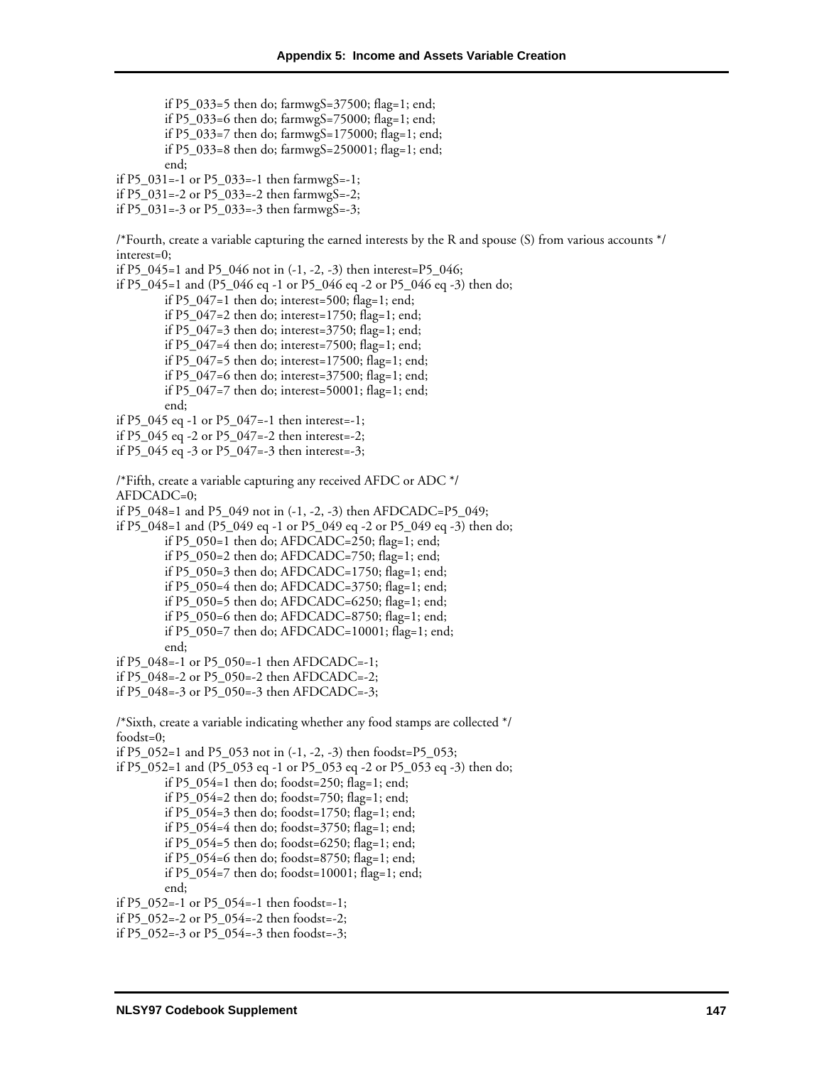```
        if P5_033=5 then do; farmwgS=37500; flag=1; end;
        if P5_033=6 then do; farmwgS=75000; flag=1; end;
        if P5_033=7 then do; farmwgS=175000; flag=1; end;
        if P5_033=8 then do; farmwgS=250001; flag=1; end;
        end;
if P5_031=-1 or P5_033=-1 then farmwgS=-1;
if P5_031=-2 or P5_033=-2 then farmwgS=-2;
if P5_031=-3 or P5_033=-3 then farmwgS=-3;

/*Fourth, create a variable capturing the earned interests by the R and spouse (S) from various accounts */
interest=0;
if P5_045=1 and P5_046 not in (-1, -2, -3) then interest=P5_046;
if P5_045=1 and (P5_046 eq -1 or P5_046 eq -2 or P5_046 eq -3) then do;
        if P5_047=1 then do; interest=500; flag=1; end;
        if P5_047=2 then do; interest=1750; flag=1; end;
        if P5_047=3 then do; interest=3750; flag=1; end;
        if P5_047=4 then do; interest=7500; flag=1; end;
        if P5_047=5 then do; interest=17500; flag=1; end;
        if P5_047=6 then do; interest=37500; flag=1; end;
        if P5_047=7 then do; interest=50001; flag=1; end;
        end;
if P5_045 eq -1 or P5_047=-1 then interest=-1;
if P5_045 eq -2 or P5_047=-2 then interest=-2;
if P5_045 eq -3 or P5_047=-3 then interest=-3;

/*Fifth, create a variable capturing any received AFDC or ADC */
AFDCADC=0;
if P5_048=1 and P5_049 not in (-1, -2, -3) then AFDCADC=P5_049;
if P5_048=1 and (P5_049 eq -1 or P5_049 eq -2 or P5_049 eq -3) then do;
        if P5_050=1 then do; AFDCADC=250; flag=1; end;
        if P5_050=2 then do; AFDCADC=750; flag=1; end;
        if P5_050=3 then do; AFDCADC=1750; flag=1; end;
        if P5_050=4 then do; AFDCADC=3750; flag=1; end;
        if P5_050=5 then do; AFDCADC=6250; flag=1; end;
        if P5_050=6 then do; AFDCADC=8750; flag=1; end;
        if P5_050=7 then do; AFDCADC=10001; flag=1; end;
        end;
if P5_048=-1 or P5_050=-1 then AFDCADC=-1;
if P5_048=-2 or P5_050=-2 then AFDCADC=-2;
if P5_048=-3 or P5_050=-3 then AFDCADC=-3;

/*Sixth, create a variable indicating whether any food stamps are collected */
foodst=0;
if P5_052=1 and P5_053 not in (-1, -2, -3) then foodst=P5_053;
if P5_052=1 and (P5_053 eq -1 or P5_053 eq -2 or P5_053 eq -3) then do;
        if P5_054=1 then do; foodst=250; flag=1; end;
        if P5_054=2 then do; foodst=750; flag=1; end;
        if P5_054=3 then do; foodst=1750; flag=1; end;
        if P5_054=4 then do; foodst=3750; flag=1; end;
        if P5_054=5 then do; foodst=6250; flag=1; end;
        if P5_054=6 then do; foodst=8750; flag=1; end;
        if P5_054=7 then do; foodst=10001; flag=1; end;
        end;
if P5_052=-1 or P5_054=-1 then foodst=-1;
if P5_052=-2 or P5_054=-2 then foodst=-2;
if P5_052=-3 or P5_054=-3 then foodst=-3;
```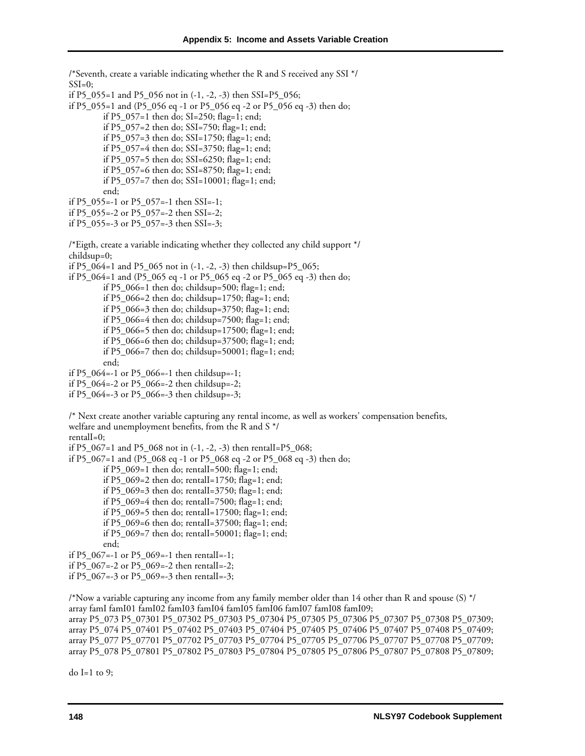```
/*Seventh, create a variable indicating whether the R and S received any SSI */
SSI=0;
if P5_055=1 and P5_056 not in (-1, -2, -3) then SSI=P5_056;
if P5_055=1 and (P5_056 eq -1 or P5_056 eq -2 or P5_056 eq -3) then do;
          if P5_057=1 then do; SI=250; flag=1; end;
          if P5_057=2 then do; SSI=750; flag=1; end;
          if P5_057=3 then do; SSI=1750; flag=1; end;
          if P5_057=4 then do; SSI=3750; flag=1; end;
          if P5_057=5 then do; SSI=6250; flag=1; end;
          if P5_057=6 then do; SSI=8750; flag=1; end;
          if P5_057=7 then do; SSI=10001; flag=1; end;
          end;
if P5_055=-1 or P5_057=-1 then SSI=-1;
if P5_055=-2 or P5_057=-2 then SSI=-2;
if P5_055=-3 or P5_057=-3 then SSI=-3;

/*Eigth, create a variable indicating whether they collected any child support */
childsup=0;
if P5_064=1 and P5_065 not in (-1, -2, -3) then childsup=P5_065;
if P5_064=1 and (P5_065 eq -1 or P5_065 eq -2 or P5_065 eq -3) then do;
          if P5_066=1 then do; childsup=500; flag=1; end;
          if P5_066=2 then do; childsup=1750; flag=1; end;
          if P5_066=3 then do; childsup=3750; flag=1; end;
          if P5_066=4 then do; childsup=7500; flag=1; end;
          if P5_066=5 then do; childsup=17500; flag=1; end;
          if P5_066=6 then do; childsup=37500; flag=1; end;
          if P5_066=7 then do; childsup=50001; flag=1; end;
          end;
if P5_064=-1 or P5_066=-1 then childsup=-1;
if P5_064=-2 or P5_066=-2 then childsup=-2;
if P5_064=-3 or P5_066=-3 then childsup=-3;

/* Next create another variable capturing any rental income, as well as workers' compensation benefits,
welfare and unemployment benefits, from the R and S */
rentalI=0;
if P5_067=1 and P5_068 not in (-1, -2, -3) then rentalI=P5_068;
if P5_067=1 and (P5_068 eq -1 or P5_068 eq -2 or P5_068 eq -3) then do;
          if P5_069=1 then do; rentalI=500; flag=1; end;
          if P5_069=2 then do; rentalI=1750; flag=1; end;
          if P5_069=3 then do; rentalI=3750; flag=1; end;
          if P5_069=4 then do; rentalI=7500; flag=1; end;
          if P5_069=5 then do; rentalI=17500; flag=1; end;
          if P5_069=6 then do; rentalI=37500; flag=1; end;
          if P5_069=7 then do; rentalI=50001; flag=1; end;
          end;
if P5_067=-1 or P5_069=-1 then rentalI=-1;
if P5_067=-2 or P5_069=-2 then rentalI=-2;
if P5_067=-3 or P5_069=-3 then rentalI=-3;

/*Now a variable capturing any income from any family member older than 14 other than R and spouse (S) */
array famI famI01 famI02 famI03 famI04 famI05 famI06 famI07 famI08 famI09;
array P5_073 P5_07301 P5_07302 P5_07303 P5_07304 P5_07305 P5_07306 P5_07307 P5_07308 P5_07309;
array P5_074 P5_07401 P5_07402 P5_07403 P5_07404 P5_07405 P5_07406 P5_07407 P5_07408 P5_07409;
array P5_077 P5_07701 P5_07702 P5_07703 P5_07704 P5_07705 P5_07706 P5_07707 P5_07708 P5_07709;
array P5_078 P5_07801 P5_07802 P5_07803 P5_07804 P5_07805 P5_07806 P5_07807 P5_07808 P5_07809;

do I=1 to 9;
```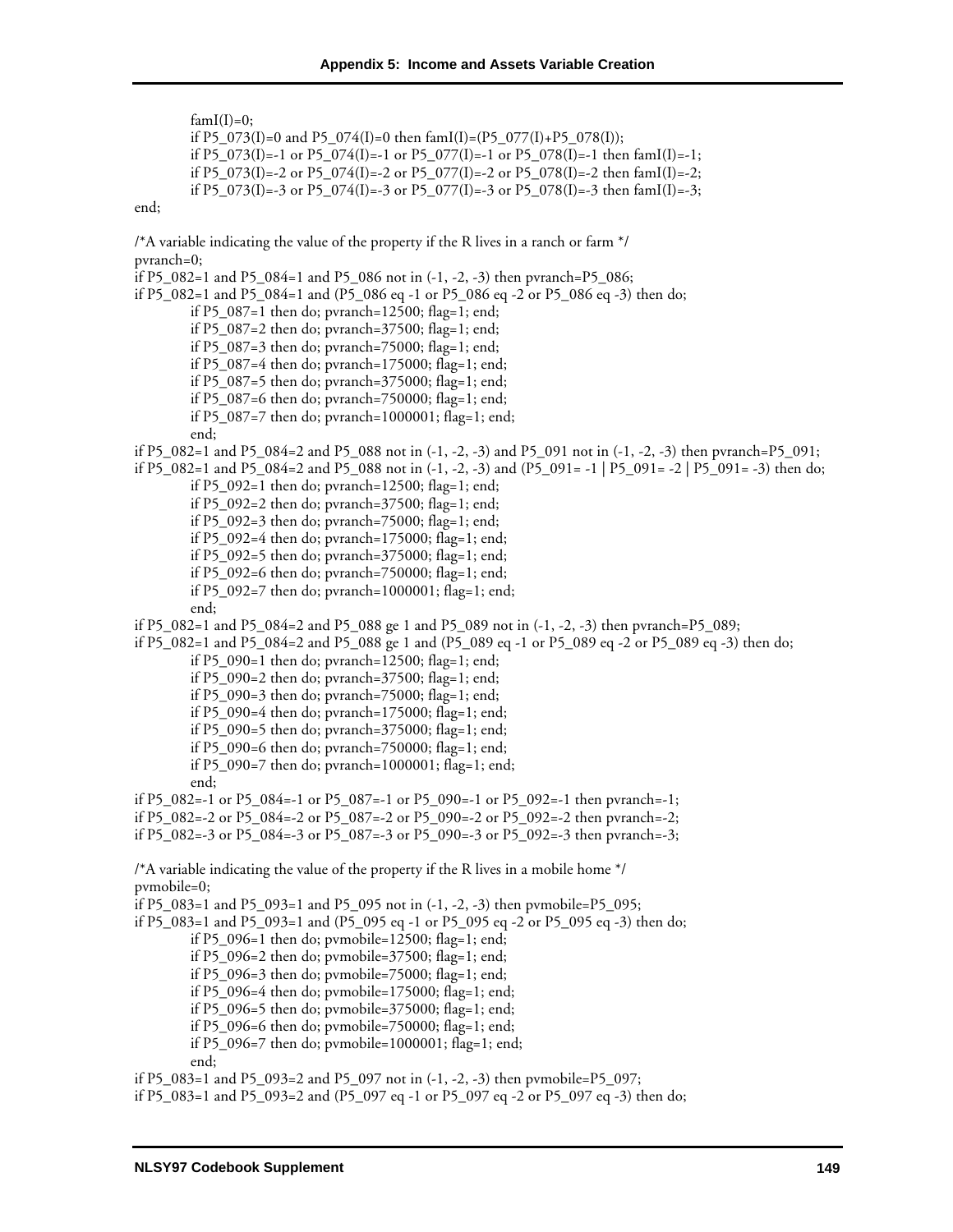```
        famI(I)=0;
        if P5_073(I)=0 and P5_074(I)=0 then famI(I)=(P5_077(I)+P5_078(I));
        if P5_073(I)=-1 or P5_074(I)=-1 or P5_077(I)=-1 or P5_078(I)=-1 then famI(I)=-1;
        if P5_073(I)=-2 or P5_074(I)=-2 or P5_077(I)=-2 or P5_078(I)=-2 then famI(I)=-2;
        if P5_073(I)=-3 or P5_074(I)=-3 or P5_077(I)=-3 or P5_078(I)=-3 then famI(I)=-3;
end;

/*A variable indicating the value of the property if the R lives in a ranch or farm */
pvranch=0;
if P5_082=1 and P5_084=1 and P5_086 not in (-1, -2, -3) then pvranch=P5_086;
if P5_082=1 and P5_084=1 and (P5_086 eq -1 or P5_086 eq -2 or P5_086 eq -3) then do;
        if P5_087=1 then do; pvranch=12500; flag=1; end;
        if P5_087=2 then do; pvranch=37500; flag=1; end;
        if P5_087=3 then do; pvranch=75000; flag=1; end;
        if P5_087=4 then do; pvranch=175000; flag=1; end;
        if P5_087=5 then do; pvranch=375000; flag=1; end;
        if P5_087=6 then do; pvranch=750000; flag=1; end;
        if P5_087=7 then do; pvranch=1000001; flag=1; end;
        end;
if P5_082=1 and P5_084=2 and P5_088 not in (-1, -2, -3) and P5_091 not in (-1, -2, -3) then pvranch=P5_091;
if P5_082=1 and P5_084=2 and P5_088 not in (-1, -2, -3) and (P5_091= -1 | P5_091= -2 | P5_091= -3) then do;
        if P5_092=1 then do; pvranch=12500; flag=1; end;
        if P5_092=2 then do; pvranch=37500; flag=1; end;
        if P5_092=3 then do; pvranch=75000; flag=1; end;
        if P5_092=4 then do; pvranch=175000; flag=1; end;
        if P5_092=5 then do; pvranch=375000; flag=1; end;
        if P5_092=6 then do; pvranch=750000; flag=1; end;
        if P5_092=7 then do; pvranch=1000001; flag=1; end;
        end;
if P5_082=1 and P5_084=2 and P5_088 ge 1 and P5_089 not in (-1, -2, -3) then pvranch=P5_089;
if P5_082=1 and P5_084=2 and P5_088 ge 1 and (P5_089 eq -1 or P5_089 eq -2 or P5_089 eq -3) then do;
        if P5_090=1 then do; pvranch=12500; flag=1; end;
        if P5_090=2 then do; pvranch=37500; flag=1; end;
        if P5_090=3 then do; pvranch=75000; flag=1; end;
        if P5_090=4 then do; pvranch=175000; flag=1; end;
        if P5_090=5 then do; pvranch=375000; flag=1; end;
        if P5_090=6 then do; pvranch=750000; flag=1; end;
        if P5_090=7 then do; pvranch=1000001; flag=1; end;
        end;
if P5_082=-1 or P5_084=-1 or P5_087=-1 or P5_090=-1 or P5_092=-1 then pvranch=-1;
if P5_082=-2 or P5_084=-2 or P5_087=-2 or P5_090=-2 or P5_092=-2 then pvranch=-2;
if P5_082=-3 or P5_084=-3 or P5_087=-3 or P5_090=-3 or P5_092=-3 then pvranch=-3;

/*A variable indicating the value of the property if the R lives in a mobile home */
pvmobile=0;
if P5_083=1 and P5_093=1 and P5_095 not in (-1, -2, -3) then pvmobile=P5_095;
if P5_083=1 and P5_093=1 and (P5_095 eq -1 or P5_095 eq -2 or P5_095 eq -3) then do;
        if P5_096=1 then do; pvmobile=12500; flag=1; end;
        if P5_096=2 then do; pvmobile=37500; flag=1; end;
        if P5_096=3 then do; pvmobile=75000; flag=1; end;
        if P5_096=4 then do; pvmobile=175000; flag=1; end;
        if P5_096=5 then do; pvmobile=375000; flag=1; end;
        if P5_096=6 then do; pvmobile=750000; flag=1; end;
        if P5_096=7 then do; pvmobile=1000001; flag=1; end;
        end;
if P5_083=1 and P5_093=2 and P5_097 not in (-1, -2, -3) then pvmobile=P5_097;
if P5_083=1 and P5_093=2 and (P5_097 eq -1 or P5_097 eq -2 or P5_097 eq -3) then do;
```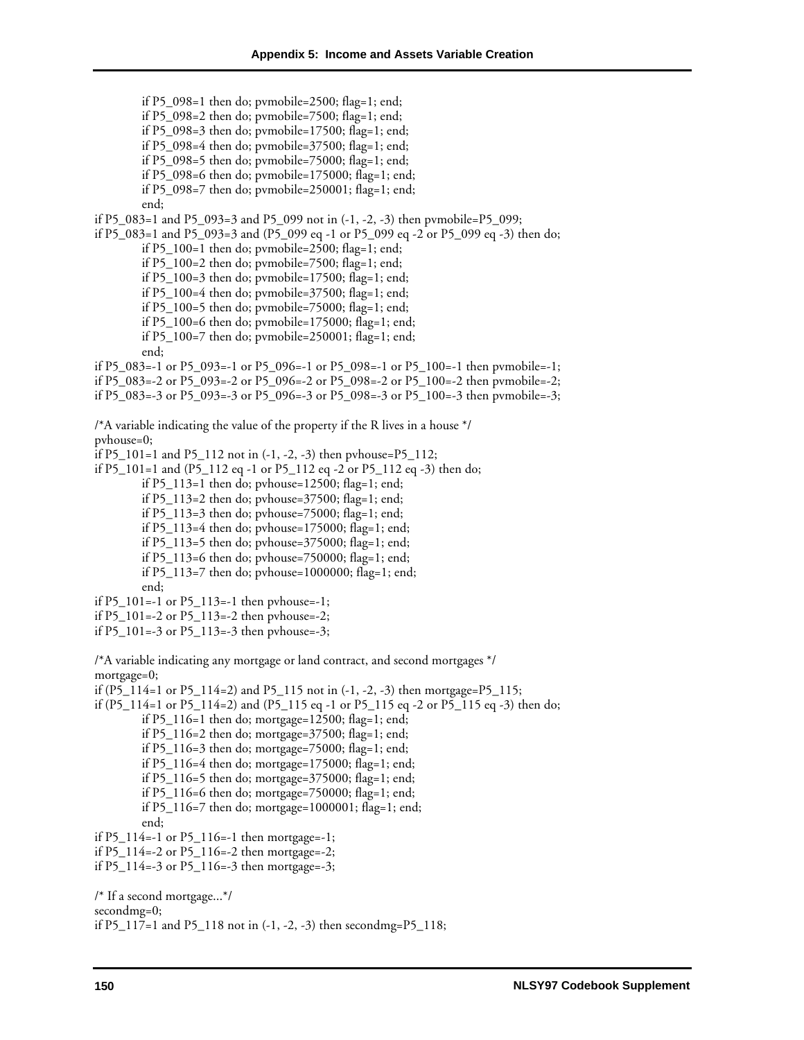```
        if P5_098=1 then do; pvmobile=2500; flag=1; end;
        if P5_098=2 then do; pvmobile=7500; flag=1; end;
        if P5_098=3 then do; pvmobile=17500; flag=1; end;
        if P5_098=4 then do; pvmobile=37500; flag=1; end;
        if P5_098=5 then do; pvmobile=75000; flag=1; end;
        if P5_098=6 then do; pvmobile=175000; flag=1; end;
        if P5_098=7 then do; pvmobile=250001; flag=1; end;
        end;
if P5_083=1 and P5_093=3 and P5_099 not in (-1, -2, -3) then pvmobile=P5_099;
if P5_083=1 and P5_093=3 and (P5_099 eq -1 or P5_099 eq -2 or P5_099 eq -3) then do;
        if P5_100=1 then do; pvmobile=2500; flag=1; end;
        if P5_100=2 then do; pvmobile=7500; flag=1; end;
        if P5_100=3 then do; pvmobile=17500; flag=1; end;
        if P5_100=4 then do; pvmobile=37500; flag=1; end;
        if P5_100=5 then do; pvmobile=75000; flag=1; end;
        if P5_100=6 then do; pvmobile=175000; flag=1; end;
        if P5_100=7 then do; pvmobile=250001; flag=1; end;
        end;
if P5_083=-1 or P5_093=-1 or P5_096=-1 or P5_098=-1 or P5_100=-1 then pvmobile=-1;
if P5_083=-2 or P5_093=-2 or P5_096=-2 or P5_098=-2 or P5_100=-2 then pvmobile=-2;
if P5_083=-3 or P5_093=-3 or P5_096=-3 or P5_098=-3 or P5_100=-3 then pvmobile=-3;

/*A variable indicating the value of the property if the R lives in a house */
pvhouse=0;
if P5_101=1 and P5_112 not in (-1, -2, -3) then pvhouse=P5_112;
if P5_101=1 and (P5_112 eq -1 or P5_112 eq -2 or P5_112 eq -3) then do;
        if P5_113=1 then do; pvhouse=12500; flag=1; end;
        if P5_113=2 then do; pvhouse=37500; flag=1; end;
        if P5_113=3 then do; pvhouse=75000; flag=1; end;
        if P5_113=4 then do; pvhouse=175000; flag=1; end;
        if P5_113=5 then do; pvhouse=375000; flag=1; end;
        if P5_113=6 then do; pvhouse=750000; flag=1; end;
        if P5_113=7 then do; pvhouse=1000000; flag=1; end;
        end;
if P5_101=-1 or P5_113=-1 then pvhouse=-1;
if P5_101=-2 or P5_113=-2 then pvhouse=-2;
if P5_101=-3 or P5_113=-3 then pvhouse=-3;

/*A variable indicating any mortgage or land contract, and second mortgages */
mortgage=0;
if (P5_114=1 or P5_114=2) and P5_115 not in (-1, -2, -3) then mortgage=P5_115;
if (P5_114=1 or P5_114=2) and (P5_115 eq -1 or P5_115 eq -2 or P5_115 eq -3) then do;
        if P5_116=1 then do; mortgage=12500; flag=1; end;
        if P5_116=2 then do; mortgage=37500; flag=1; end;
        if P5_116=3 then do; mortgage=75000; flag=1; end;
        if P5_116=4 then do; mortgage=175000; flag=1; end;
        if P5_116=5 then do; mortgage=375000; flag=1; end;
        if P5_116=6 then do; mortgage=750000; flag=1; end;
        if P5_116=7 then do; mortgage=1000001; flag=1; end;
        end;
if P5_114=-1 or P5_116=-1 then mortgage=-1;
if P5_114=-2 or P5_116=-2 then mortgage=-2;
if P5_114=-3 or P5_116=-3 then mortgage=-3;

/* If a second mortgage...*/
secondmg=0;
if P5_117=1 and P5_118 not in (-1, -2, -3) then secondmg=P5_118;
```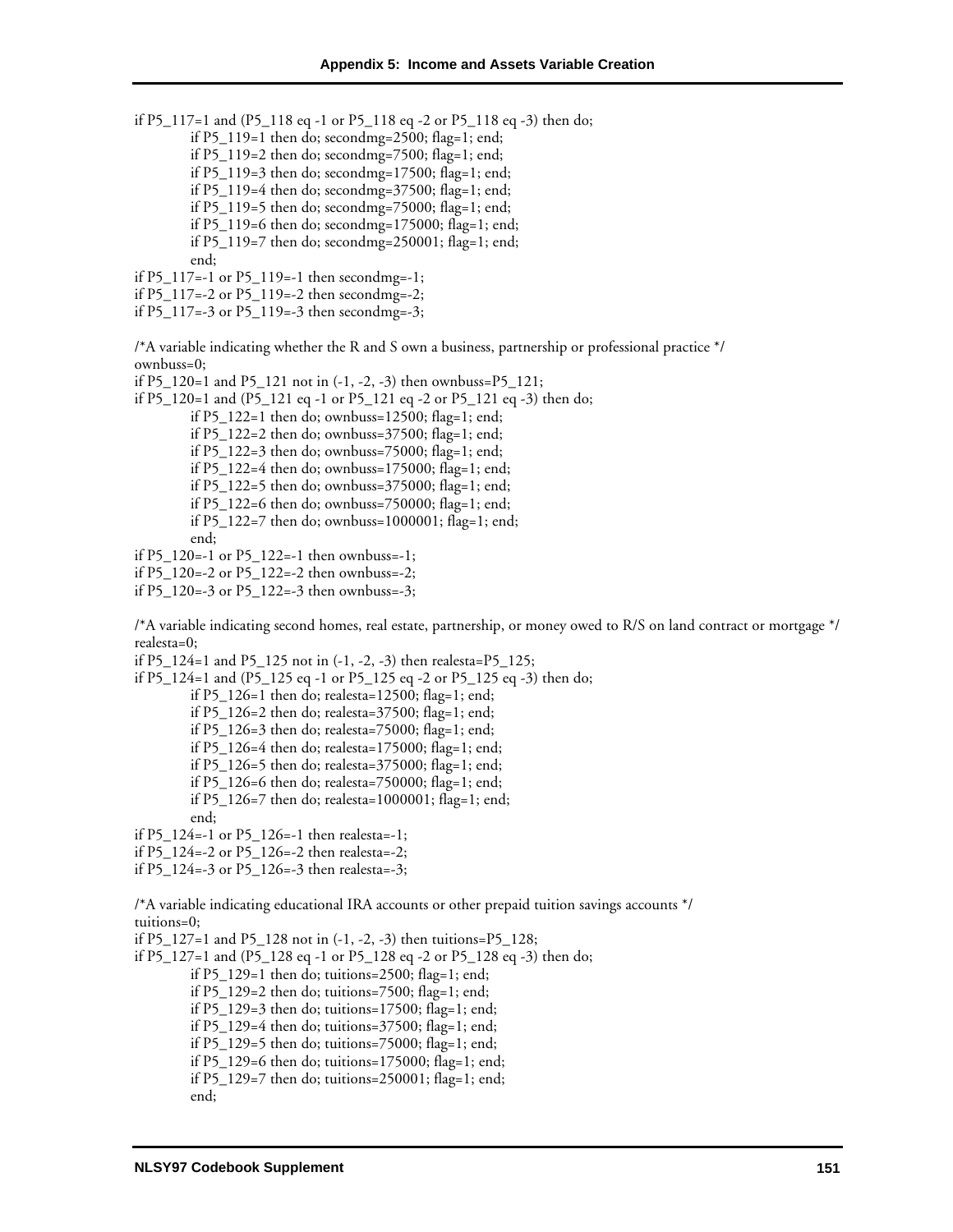```
if P5_117=1 and (P5_118 eq -1 or P5_118 eq -2 or P5_118 eq -3) then do;
        if P5_119=1 then do; secondmg=2500; flag=1; end;
        if P5_119=2 then do; secondmg=7500; flag=1; end;
        if P5_119=3 then do; secondmg=17500; flag=1; end;
        if P5_119=4 then do; secondmg=37500; flag=1; end;
        if P5_119=5 then do; secondmg=75000; flag=1; end;
        if P5_119=6 then do; secondmg=175000; flag=1; end;
        if P5_119=7 then do; secondmg=250001; flag=1; end;
        end;
if P5_117=-1 or P5_119=-1 then secondmg=-1;
if P5_117=-2 or P5_119=-2 then secondmg=-2;
if P5_117=-3 or P5_119=-3 then secondmg=-3;

/*A variable indicating whether the R and S own a business, partnership or professional practice */
ownbuss=0;
if P5_120=1 and P5_121 not in (-1, -2, -3) then ownbuss=P5_121;
if P5_120=1 and (P5_121 eq -1 or P5_121 eq -2 or P5_121 eq -3) then do;
        if P5_122=1 then do; ownbuss=12500; flag=1; end;
        if P5_122=2 then do; ownbuss=37500; flag=1; end;
        if P5_122=3 then do; ownbuss=75000; flag=1; end;
        if P5_122=4 then do; ownbuss=175000; flag=1; end;
        if P5_122=5 then do; ownbuss=375000; flag=1; end;
        if P5_122=6 then do; ownbuss=750000; flag=1; end;
        if P5_122=7 then do; ownbuss=1000001; flag=1; end;
        end;
if P5_120=-1 or P5_122=-1 then ownbuss=-1;
if P5_120=-2 or P5_122=-2 then ownbuss=-2;
if P5_120=-3 or P5_122=-3 then ownbuss=-3;

/*A variable indicating second homes, real estate, partnership, or money owed to R/S on land contract or mortgage */
realesta=0;
if P5_124=1 and P5_125 not in (-1, -2, -3) then realesta=P5_125;
if P5_124=1 and (P5_125 eq -1 or P5_125 eq -2 or P5_125 eq -3) then do;
        if P5_126=1 then do; realesta=12500; flag=1; end;
        if P5_126=2 then do; realesta=37500; flag=1; end;
        if P5_126=3 then do; realesta=75000; flag=1; end;
        if P5_126=4 then do; realesta=175000; flag=1; end;
        if P5_126=5 then do; realesta=375000; flag=1; end;
        if P5_126=6 then do; realesta=750000; flag=1; end;
        if P5_126=7 then do; realesta=1000001; flag=1; end;
        end;
if P5_124=-1 or P5_126=-1 then realesta=-1;
if P5_124=-2 or P5_126=-2 then realesta=-2;
if P5_124=-3 or P5_126=-3 then realesta=-3;

/*A variable indicating educational IRA accounts or other prepaid tuition savings accounts */
tuitions=0;
if P5_127=1 and P5_128 not in (-1, -2, -3) then tuitions=P5_128;
if P5_127=1 and (P5_128 eq -1 or P5_128 eq -2 or P5_128 eq -3) then do;
        if P5_129=1 then do; tuitions=2500; flag=1; end;
        if P5_129=2 then do; tuitions=7500; flag=1; end;
        if P5_129=3 then do; tuitions=17500; flag=1; end;
        if P5_129=4 then do; tuitions=37500; flag=1; end;
        if P5_129=5 then do; tuitions=75000; flag=1; end;
        if P5_129=6 then do; tuitions=175000; flag=1; end;
        if P5_129=7 then do; tuitions=250001; flag=1; end;
        end;
```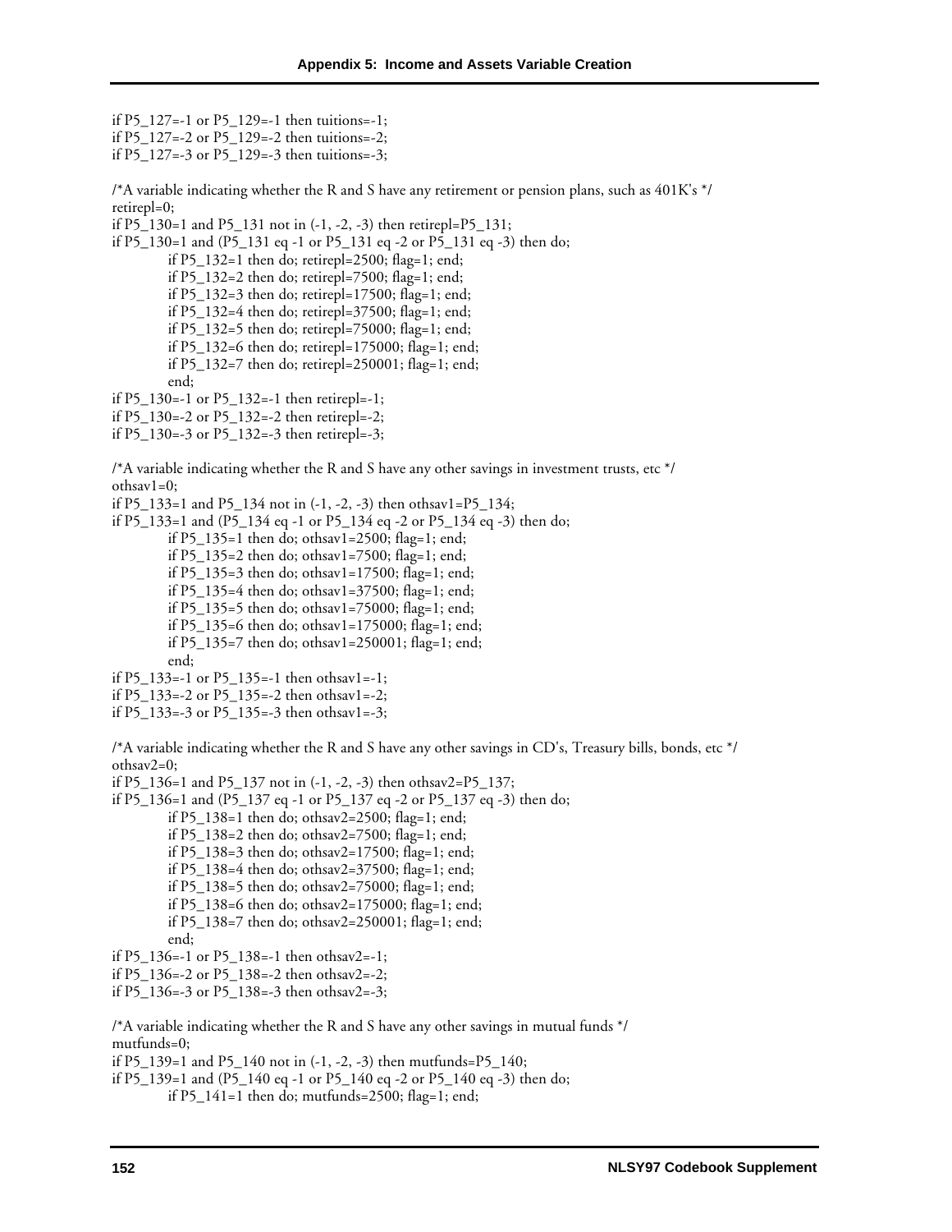```
if P5_127=-1 or P5_129=-1 then tuitions=-1;
if P5_127=-2 or P5_129=-2 then tuitions=-2;
if P5_127=-3 or P5_129=-3 then tuitions=-3;

/*A variable indicating whether the R and S have any retirement or pension plans, such as 401K's */
retirepl=0;
if P5_130=1 and P5_131 not in (-1, -2, -3) then retirepl=P5_131;
if P5_130=1 and (P5_131 eq -1 or P5_131 eq -2 or P5_131 eq -3) then do;
        if P5_132=1 then do; retirepl=2500; flag=1; end;
        if P5_132=2 then do; retirepl=7500; flag=1; end;
        if P5_132=3 then do; retirepl=17500; flag=1; end;
        if P5_132=4 then do; retirepl=37500; flag=1; end;
        if P5_132=5 then do; retirepl=75000; flag=1; end;
        if P5_132=6 then do; retirepl=175000; flag=1; end;
        if P5_132=7 then do; retirepl=250001; flag=1; end;
        end;
if P5_130=-1 or P5_132=-1 then retirepl=-1;
if P5_130=-2 or P5_132=-2 then retirepl=-2;
if P5_130=-3 or P5_132=-3 then retirepl=-3;

/*A variable indicating whether the R and S have any other savings in investment trusts, etc */
othsav1=0;
if P5_133=1 and P5_134 not in (-1, -2, -3) then othsav1=P5_134;
if P5_133=1 and (P5_134 eq -1 or P5_134 eq -2 or P5_134 eq -3) then do;
        if P5_135=1 then do; othsav1=2500; flag=1; end;
        if P5_135=2 then do; othsav1=7500; flag=1; end;
        if P5_135=3 then do; othsav1=17500; flag=1; end;
        if P5_135=4 then do; othsav1=37500; flag=1; end;
        if P5_135=5 then do; othsav1=75000; flag=1; end;
        if P5_135=6 then do; othsav1=175000; flag=1; end;
        if P5_135=7 then do; othsav1=250001; flag=1; end;
        end;
if P5_133=-1 or P5_135=-1 then othsav1=-1;
if P5_133=-2 or P5_135=-2 then othsav1=-2;
if P5_133=-3 or P5_135=-3 then othsav1=-3;

/*A variable indicating whether the R and S have any other savings in CD's, Treasury bills, bonds, etc */
othsav2=0;
if P5_136=1 and P5_137 not in (-1, -2, -3) then othsav2=P5_137;
if P5_136=1 and (P5_137 eq -1 or P5_137 eq -2 or P5_137 eq -3) then do;
        if P5_138=1 then do; othsav2=2500; flag=1; end;
        if P5_138=2 then do; othsav2=7500; flag=1; end;
        if P5_138=3 then do; othsav2=17500; flag=1; end;
        if P5_138=4 then do; othsav2=37500; flag=1; end;
        if P5_138=5 then do; othsav2=75000; flag=1; end;
        if P5_138=6 then do; othsav2=175000; flag=1; end;
        if P5_138=7 then do; othsav2=250001; flag=1; end;
        end;
if P5_136=-1 or P5_138=-1 then othsav2=-1;
if P5_136=-2 or P5_138=-2 then othsav2=-2;
if P5_136=-3 or P5_138=-3 then othsav2=-3;

/*A variable indicating whether the R and S have any other savings in mutual funds */
mutfunds=0;
if P5_139=1 and P5_140 not in (-1, -2, -3) then mutfunds=P5_140;
if P5_139=1 and (P5_140 eq -1 or P5_140 eq -2 or P5_140 eq -3) then do;
        if P5_141=1 then do; mutfunds=2500; flag=1; end;
```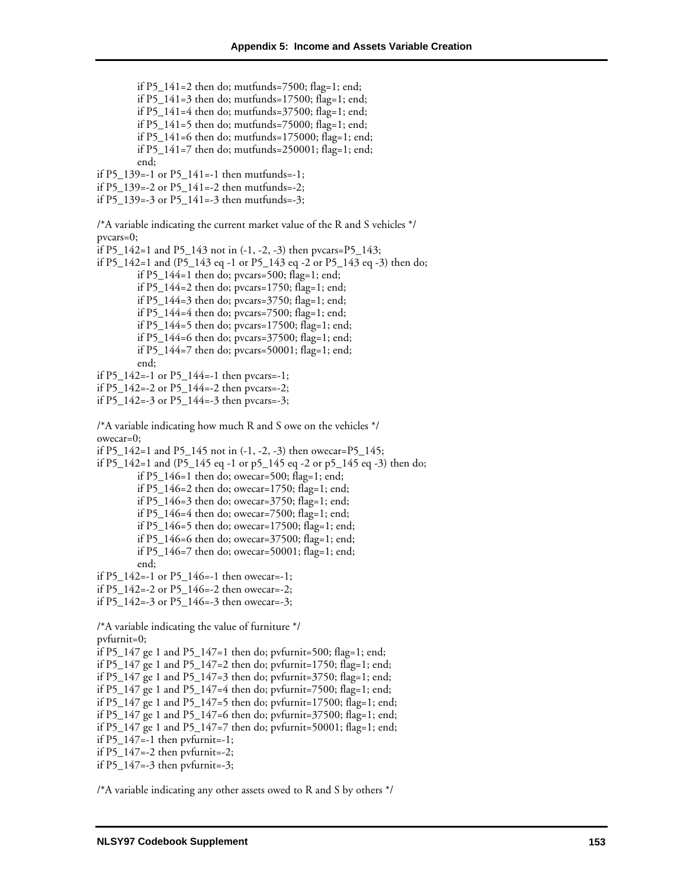```
        if P5_141=2 then do; mutfunds=7500; flag=1; end;
        if P5_141=3 then do; mutfunds=17500; flag=1; end;
        if P5_141=4 then do; mutfunds=37500; flag=1; end;
        if P5_141=5 then do; mutfunds=75000; flag=1; end;
        if P5_141=6 then do; mutfunds=175000; flag=1; end;
        if P5_141=7 then do; mutfunds=250001; flag=1; end;
        end;
if P5_139=-1 or P5_141=-1 then mutfunds=-1;
if P5_139=-2 or P5_141=-2 then mutfunds=-2;
if P5_139=-3 or P5_141=-3 then mutfunds=-3;

/*A variable indicating the current market value of the R and S vehicles */
pvcars=0;
if P5_142=1 and P5_143 not in (-1, -2, -3) then pvcars=P5_143;
if P5_142=1 and (P5_143 eq -1 or P5_143 eq -2 or P5_143 eq -3) then do;
        if P5_144=1 then do; pvcars=500; flag=1; end;
        if P5_144=2 then do; pvcars=1750; flag=1; end;
        if P5_144=3 then do; pvcars=3750; flag=1; end;
        if P5_144=4 then do; pvcars=7500; flag=1; end;
        if P5_144=5 then do; pvcars=17500; flag=1; end;
        if P5_144=6 then do; pvcars=37500; flag=1; end;
        if P5_144=7 then do; pvcars=50001; flag=1; end;
        end;
if P5_142=-1 or P5_144=-1 then pvcars=-1;
if P5_142=-2 or P5_144=-2 then pvcars=-2;
if P5_142=-3 or P5_144=-3 then pvcars=-3;

/*A variable indicating how much R and S owe on the vehicles */
owecar=0;
if P5_142=1 and P5_145 not in (-1, -2, -3) then owecar=P5_145;
if P5_142=1 and (P5_145 eq -1 or p5_145 eq -2 or p5_145 eq -3) then do;
        if P5_146=1 then do; owecar=500; flag=1; end;
        if P5_146=2 then do; owecar=1750; flag=1; end;
        if P5_146=3 then do; owecar=3750; flag=1; end;
        if P5_146=4 then do; owecar=7500; flag=1; end;
        if P5_146=5 then do; owecar=17500; flag=1; end;
        if P5_146=6 then do; owecar=37500; flag=1; end;
        if P5_146=7 then do; owecar=50001; flag=1; end;
        end;
if P5_142=-1 or P5_146=-1 then owecar=-1;
if P5_142=-2 or P5_146=-2 then owecar=-2;
if P5_142=-3 or P5_146=-3 then owecar=-3;

/*A variable indicating the value of furniture */
pvfurnit=0;
if P5_147 ge 1 and P5_147=1 then do; pvfurnit=500; flag=1; end;
if P5_147 ge 1 and P5_147=2 then do; pvfurnit=1750; flag=1; end;
if P5_147 ge 1 and P5_147=3 then do; pvfurnit=3750; flag=1; end;
if P5_147 ge 1 and P5_147=4 then do; pvfurnit=7500; flag=1; end;
if P5_147 ge 1 and P5_147=5 then do; pvfurnit=17500; flag=1; end;
if P5_147 ge 1 and P5_147=6 then do; pvfurnit=37500; flag=1; end;
if P5_147 ge 1 and P5_147=7 then do; pvfurnit=50001; flag=1; end;
if P5_147=-1 then pvfurnit=-1;
if P5_147=-2 then pvfurnit=-2;
if P5_147=-3 then pvfurnit=-3;

/*A variable indicating any other assets owed to R and S by others */
```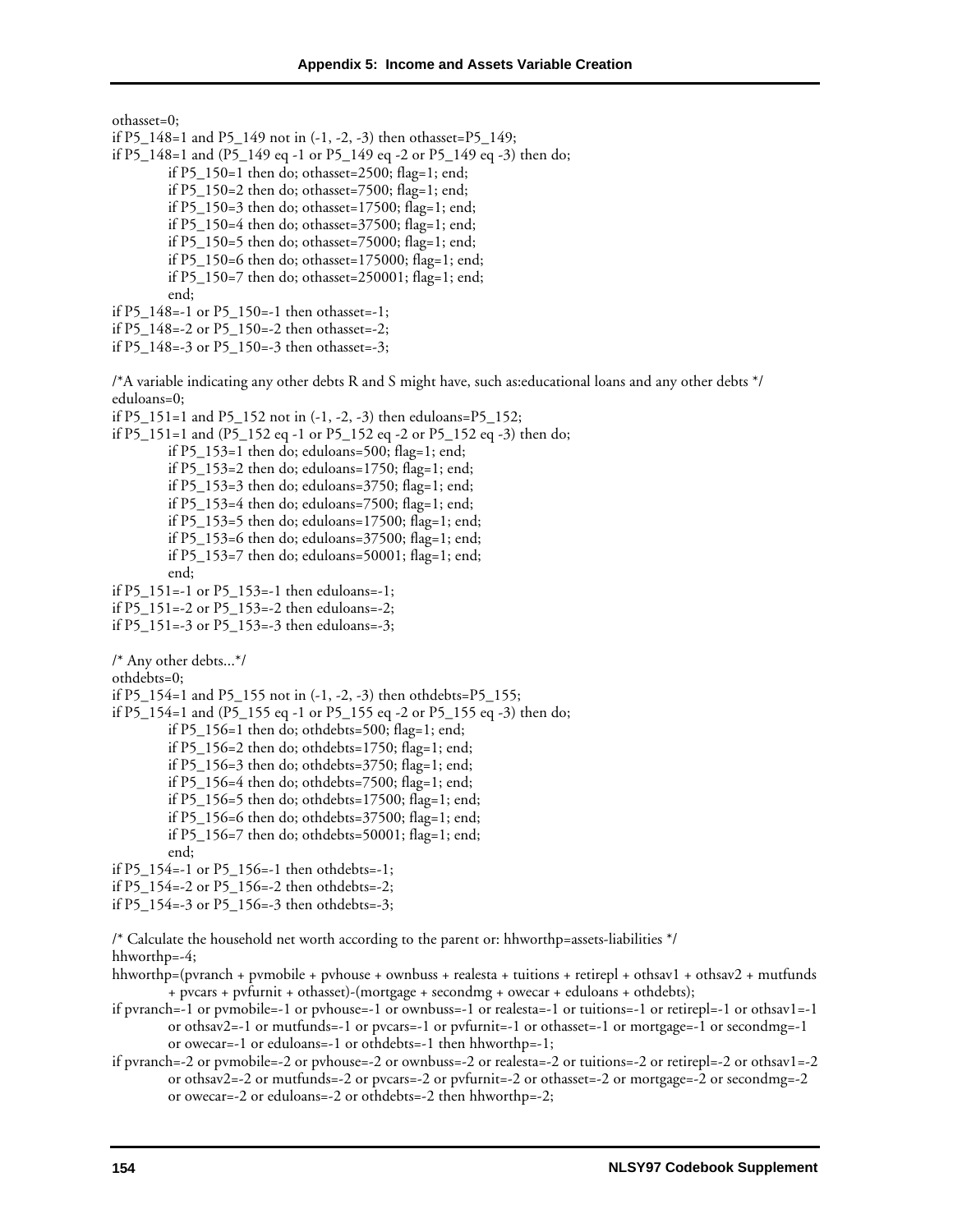```
othasset=0;
if P5_148=1 and P5_149 not in (-1, -2, -3) then othasset=P5_149;
if P5_148=1 and (P5_149 eq -1 or P5_149 eq -2 or P5_149 eq -3) then do;
          if P5_150=1 then do; othasset=2500; flag=1; end;
          if P5_150=2 then do; othasset=7500; flag=1; end;
          if P5_150=3 then do; othasset=17500; flag=1; end;
          if P5_150=4 then do; othasset=37500; flag=1; end;
          if P5_150=5 then do; othasset=75000; flag=1; end;
          if P5_150=6 then do; othasset=175000; flag=1; end;
          if P5_150=7 then do; othasset=250001; flag=1; end;
          end;
if P5_148=-1 or P5_150=-1 then othasset=-1;
if P5_148=-2 or P5_150=-2 then othasset=-2;
if P5_148=-3 or P5_150=-3 then othasset=-3;

/*A variable indicating any other debts R and S might have, such as:educational loans and any other debts */
eduloans=0;
if P5_151=1 and P5_152 not in (-1, -2, -3) then eduloans=P5_152;
if P5_151=1 and (P5_152 eq -1 or P5_152 eq -2 or P5_152 eq -3) then do;
          if P5_153=1 then do; eduloans=500; flag=1; end;
          if P5_153=2 then do; eduloans=1750; flag=1; end;
          if P5_153=3 then do; eduloans=3750; flag=1; end;
          if P5_153=4 then do; eduloans=7500; flag=1; end;
          if P5_153=5 then do; eduloans=17500; flag=1; end;
          if P5_153=6 then do; eduloans=37500; flag=1; end;
          if P5_153=7 then do; eduloans=50001; flag=1; end;
          end;
if P5_151=-1 or P5_153=-1 then eduloans=-1;
if P5_151=-2 or P5_153=-2 then eduloans=-2;
if P5_151=-3 or P5_153=-3 then eduloans=-3;

/* Any other debts...*/
othdebts=0;
if P5_154=1 and P5_155 not in (-1, -2, -3) then othdebts=P5_155;
if P5_154=1 and (P5_155 eq -1 or P5_155 eq -2 or P5_155 eq -3) then do;
          if P5_156=1 then do; othdebts=500; flag=1; end;
          if P5_156=2 then do; othdebts=1750; flag=1; end;
          if P5_156=3 then do; othdebts=3750; flag=1; end;
          if P5_156=4 then do; othdebts=7500; flag=1; end;
          if P5_156=5 then do; othdebts=17500; flag=1; end;
          if P5_156=6 then do; othdebts=37500; flag=1; end;
          if P5_156=7 then do; othdebts=50001; flag=1; end;
          end;
if P5_154=-1 or P5_156=-1 then othdebts=-1;
if P5_154=-2 or P5_156=-2 then othdebts=-2;
if P5_154=-3 or P5_156=-3 then othdebts=-3;

/* Calculate the household net worth according to the parent or: hhworthp=assets-liabilities */
hhworthp=-4;
hhworthp=(pvranch + pvmobile + pvhouse + ownbuss + realesta + tuitions + retirepl + othsav1 + othsav2 + mutfunds
          + pvcars + pvfurnit + othasset)-(mortgage + secondmg + owecar + eduloans + othdebts);
if pvranch=-1 or pvmobile=-1 or pvhouse=-1 or ownbuss=-1 or realesta=-1 or tuitions=-1 or retirepl=-1 or othsav1=-1
          or othsav2=-1 or mutfunds=-1 or pvcars=-1 or pvfurnit=-1 or othasset=-1 or mortgage=-1 or secondmg=-1
          or owecar=-1 or eduloans=-1 or othdebts=-1 then hhworthp=-1;
if pvranch=-2 or pvmobile=-2 or pvhouse=-2 or ownbuss=-2 or realesta=-2 or tuitions=-2 or retirepl=-2 or othsav1=-2
          or othsav2=-2 or mutfunds=-2 or pvcars=-2 or pvfurnit=-2 or othasset=-2 or mortgage=-2 or secondmg=-2
          or owecar=-2 or eduloans=-2 or othdebts=-2 then hhworthp=-2;
```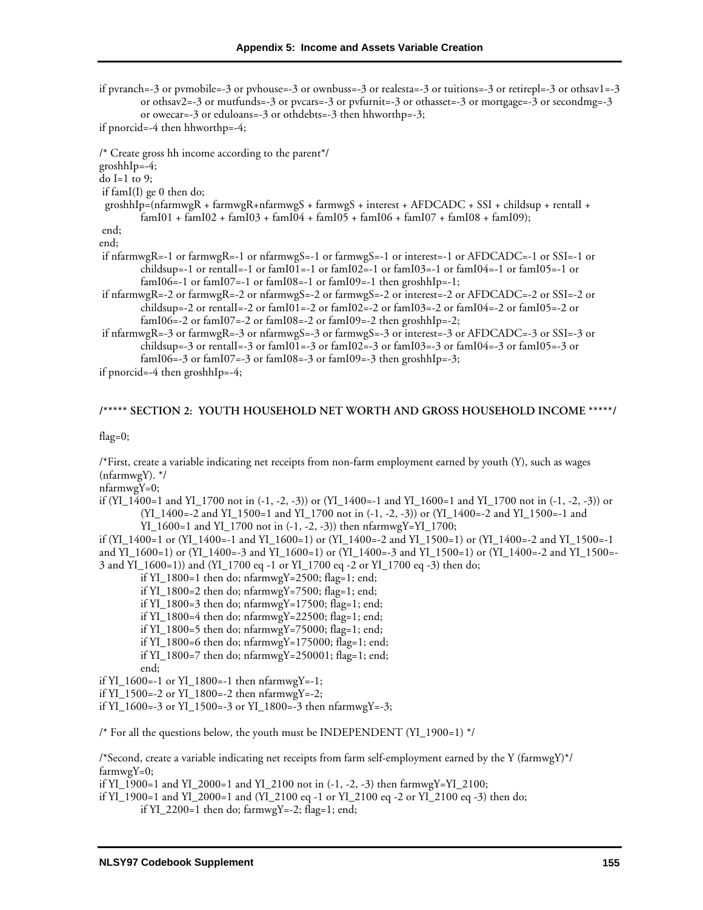```
if pvranch=-3 or pvmobile=-3 or pvhouse=-3 or ownbuss=-3 or realesta=-3 or tuitions=-3 or retirepl=-3 or othsav1=-3
        or othsav2=-3 or mutfunds=-3 or pvcars=-3 or pvfurnit=-3 or othasset=-3 or mortgage=-3 or secondmg=-3
        or owecar=-3 or eduloans=-3 or othdebts=-3 then hhworthp=-3;
if pnorcid=-4 then hhworthp=-4;

/* Create gross hh income according to the parent*/
groshhIp=-4;
do I=1 to 9;
 if famI(I) ge 0 then do;
  groshhIp=(nfarmwgR + farmwgR+nfarmwgS + farmwgS + interest + AFDCADC + SSI + childsup + rentalI +
        famI01 + famI02 + famI03 + famI04 + famI05 + famI06 + famI07 + famI08 + famI09);
 end;
end;
 if nfarmwgR=-1 or farmwgR=-1 or nfarmwgS=-1 or farmwgS=-1 or interest=-1 or AFDCADC=-1 or SSI=-1 or
        childsup=-1 or rentalI=-1 or famI01=-1 or famI02=-1 or famI03=-1 or famI04=-1 or famI05=-1 or
        famI06=-1 or famI07=-1 or famI08=-1 or famI09=-1 then groshhIp=-1;
 if nfarmwgR=-2 or farmwgR=-2 or nfarmwgS=-2 or farmwgS=-2 or interest=-2 or AFDCADC=-2 or SSI=-2 or
        childsup=-2 or rentalI=-2 or famI01=-2 or famI02=-2 or famI03=-2 or famI04=-2 or famI05=-2 or
        famI06=-2 or famI07=-2 or famI08=-2 or famI09=-2 then groshhIp=-2;
 if nfarmwgR=-3 or farmwgR=-3 or nfarmwgS=-3 or farmwgS=-3 or interest=-3 or AFDCADC=-3 or SSI=-3 or
        childsup=-3 or rentalI=-3 or famI01=-3 or famI02=-3 or famI03=-3 or famI04=-3 or famI05=-3 or
        famI06=-3 or famI07=-3 or famI08=-3 or famI09=-3 then groshhIp=-3;
if pnorcid=-4 then groshhIp=-4;
```

**/***** SECTION 2: YOUTH HOUSEHOLD NET WORTH AND GROSS HOUSEHOLD INCOME *****/**

```
flag=0;

/*First, create a variable indicating net receipts from non-farm employment earned by youth (Y), such as wages
(nfarmwgY). */
nfarmwgY=0;
if (YI_1400=1 and YI_1700 not in (-1, -2, -3)) or (YI_1400=-1 and YI_1600=1 and YI_1700 not in (-1, -2, -3)) or
        (YI_1400=-2 and YI_1500=1 and YI_1700 not in (-1, -2, -3)) or (YI_1400=-2 and YI_1500=-1 and
        YI_1600=1 and YI_1700 not in (-1, -2, -3)) then nfarmwgY=YI_1700;
if (YI_1400=1 or (YI_1400=-1 and YI_1600=1) or (YI_1400=-2 and YI_1500=1) or (YI_1400=-2 and YI_1500=-1
and YI_1600=1) or (YI_1400=-3 and YI_1600=1) or (YI_1400=-3 and YI_1500=1) or (YI_1400=-2 and YI_1500=-
3 and YI_1600=1)) and (YI_1700 eq -1 or YI_1700 eq -2 or YI_1700 eq -3) then do;
        if YI_1800=1 then do; nfarmwgY=2500; flag=1; end;
        if YI_1800=2 then do; nfarmwgY=7500; flag=1; end;
        if YI_1800=3 then do; nfarmwgY=17500; flag=1; end;
        if YI_1800=4 then do; nfarmwgY=22500; flag=1; end;
        if YI_1800=5 then do; nfarmwgY=75000; flag=1; end;
        if YI_1800=6 then do; nfarmwgY=175000; flag=1; end;
        if YI_1800=7 then do; nfarmwgY=250001; flag=1; end;
        end;
if YI_1600=-1 or YI_1800=-1 then nfarmwgY=-1;
if YI_1500=-2 or YI_1800=-2 then nfarmwgY=-2;
if YI_1600=-3 or YI_1500=-3 or YI_1800=-3 then nfarmwgY=-3;

/* For all the questions below, the youth must be INDEPENDENT (YI_1900=1) */

/*Second, create a variable indicating net receipts from farm self-employment earned by the Y (farmwgY)*/
farmwgY=0;
if YI_1900=1 and YI_2000=1 and YI_2100 not in (-1, -2, -3) then farmwgY=YI_2100;
if YI_1900=1 and YI_2000=1 and (YI_2100 eq -1 or YI_2100 eq -2 or YI_2100 eq -3) then do;
        if YI_2200=1 then do; farmwgY=-2; flag=1; end;
```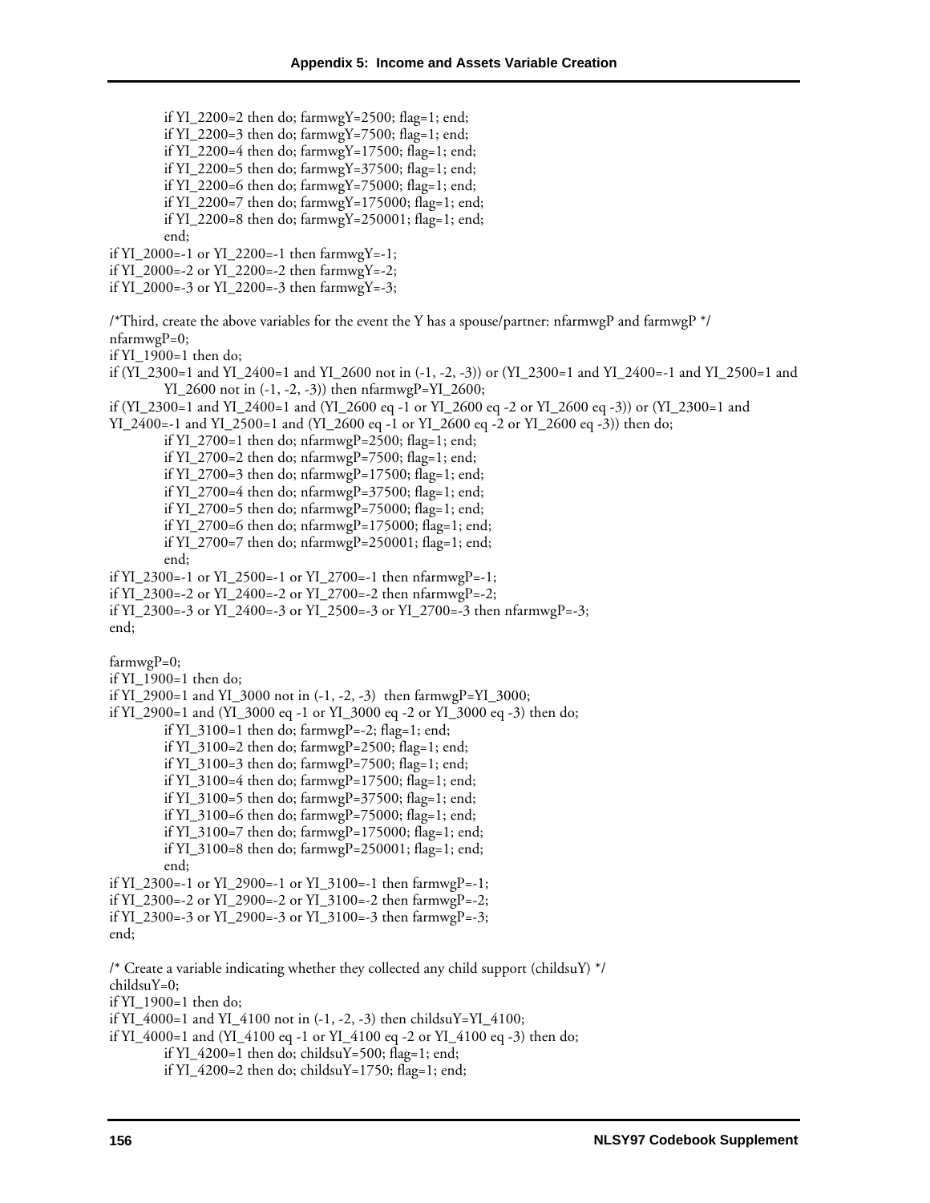```
            if YI_2200=2 then do; farmwgY=2500; flag=1; end;
            if YI_2200=3 then do; farmwgY=7500; flag=1; end;
            if YI_2200=4 then do; farmwgY=17500; flag=1; end;
            if YI_2200=5 then do; farmwgY=37500; flag=1; end;
            if YI_2200=6 then do; farmwgY=75000; flag=1; end;
            if YI_2200=7 then do; farmwgY=175000; flag=1; end;
            if YI_2200=8 then do; farmwgY=250001; flag=1; end;
            end;
if YI_2000=-1 or YI_2200=-1 then farmwgY=-1;
if YI_2000=-2 or YI_2200=-2 then farmwgY=-2;
if YI_2000=-3 or YI_2200=-3 then farmwgY=-3;

/*Third, create the above variables for the event the Y has a spouse/partner: nfarmwgP and farmwgP */
nfarmwgP=0;
if YI_1900=1 then do;
if (YI_2300=1 and YI_2400=1 and YI_2600 not in (-1, -2, -3)) or (YI_2300=1 and YI_2400=-1 and YI_2500=1 and
            YI_2600 not in (-1, -2, -3)) then nfarmwgP=YI_2600;
if (YI_2300=1 and YI_2400=1 and (YI_2600 eq -1 or YI_2600 eq -2 or YI_2600 eq -3)) or (YI_2300=1 and
YI_2400=-1 and YI_2500=1 and (YI_2600 eq -1 or YI_2600 eq -2 or YI_2600 eq -3)) then do;
            if YI_2700=1 then do; nfarmwgP=2500; flag=1; end;
            if YI_2700=2 then do; nfarmwgP=7500; flag=1; end;
            if YI_2700=3 then do; nfarmwgP=17500; flag=1; end;
            if YI_2700=4 then do; nfarmwgP=37500; flag=1; end;
            if YI_2700=5 then do; nfarmwgP=75000; flag=1; end;
            if YI_2700=6 then do; nfarmwgP=175000; flag=1; end;
            if YI_2700=7 then do; nfarmwgP=250001; flag=1; end;
            end;
if YI_2300=-1 or YI_2500=-1 or YI_2700=-1 then nfarmwgP=-1;
if YI_2300=-2 or YI_2400=-2 or YI_2700=-2 then nfarmwgP=-2;
if YI_2300=-3 or YI_2400=-3 or YI_2500=-3 or YI_2700=-3 then nfarmwgP=-3;
end;

farmwgP=0;
if YI_1900=1 then do;
if YI_2900=1 and YI_3000 not in (-1, -2, -3)  then farmwgP=YI_3000;
if YI_2900=1 and (YI_3000 eq -1 or YI_3000 eq -2 or YI_3000 eq -3) then do;
            if YI_3100=1 then do; farmwgP=-2; flag=1; end;
            if YI_3100=2 then do; farmwgP=2500; flag=1; end;
            if YI_3100=3 then do; farmwgP=7500; flag=1; end;
            if YI_3100=4 then do; farmwgP=17500; flag=1; end;
            if YI_3100=5 then do; farmwgP=37500; flag=1; end;
            if YI_3100=6 then do; farmwgP=75000; flag=1; end;
            if YI_3100=7 then do; farmwgP=175000; flag=1; end;
            if YI_3100=8 then do; farmwgP=250001; flag=1; end;
            end;
if YI_2300=-1 or YI_2900=-1 or YI_3100=-1 then farmwgP=-1;
if YI_2300=-2 or YI_2900=-2 or YI_3100=-2 then farmwgP=-2;
if YI_2300=-3 or YI_2900=-3 or YI_3100=-3 then farmwgP=-3;
end;

/* Create a variable indicating whether they collected any child support (childsuY) */
childsuY=0;
if YI_1900=1 then do;
if YI_4000=1 and YI_4100 not in (-1, -2, -3) then childsuY=YI_4100;
if YI_4000=1 and (YI_4100 eq -1 or YI_4100 eq -2 or YI_4100 eq -3) then do;
            if YI_4200=1 then do; childsuY=500; flag=1; end;
            if YI_4200=2 then do; childsuY=1750; flag=1; end;
```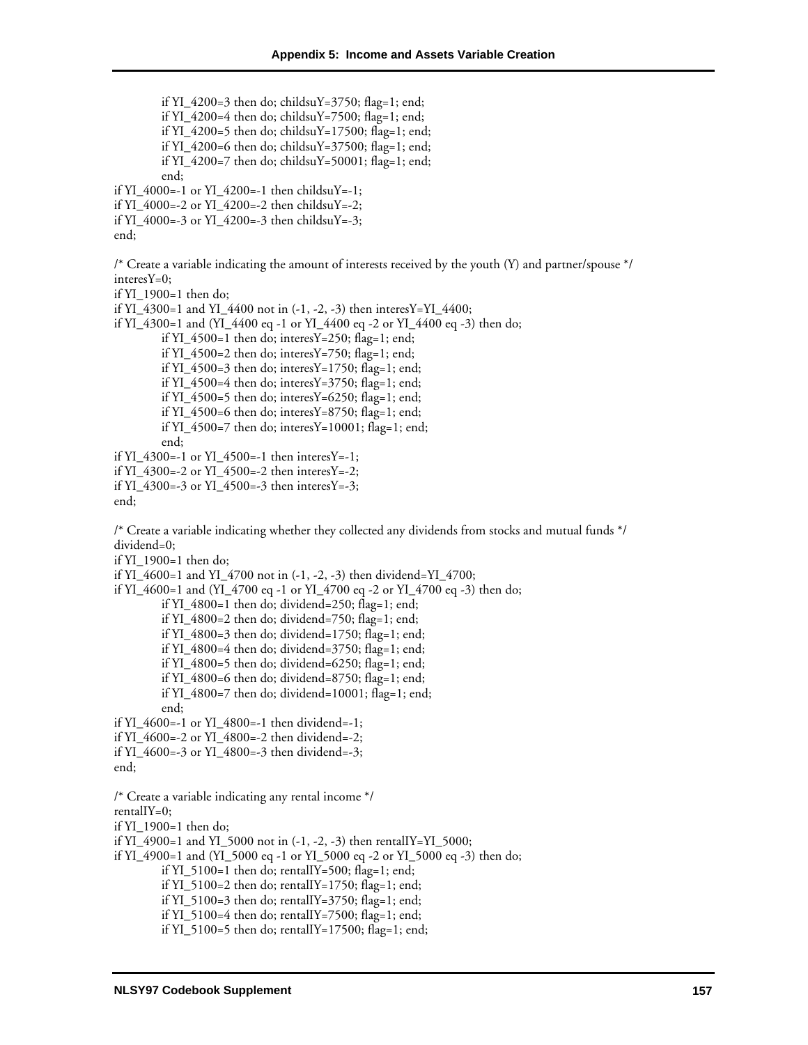```
          if YI_4200=3 then do; childsuY=3750; flag=1; end;
          if YI_4200=4 then do; childsuY=7500; flag=1; end;
          if YI_4200=5 then do; childsuY=17500; flag=1; end;
          if YI_4200=6 then do; childsuY=37500; flag=1; end;
          if YI_4200=7 then do; childsuY=50001; flag=1; end;
          end;
if YI_4000=-1 or YI_4200=-1 then childsuY=-1;
if YI_4000=-2 or YI_4200=-2 then childsuY=-2;
if YI_4000=-3 or YI_4200=-3 then childsuY=-3;
end;

/* Create a variable indicating the amount of interests received by the youth (Y) and partner/spouse */
interesY=0;
if YI_1900=1 then do;
if YI_4300=1 and YI_4400 not in (-1, -2, -3) then interesY=YI_4400;
if YI_4300=1 and (YI_4400 eq -1 or YI_4400 eq -2 or YI_4400 eq -3) then do;
          if YI_4500=1 then do; interesY=250; flag=1; end;
          if YI_4500=2 then do; interesY=750; flag=1; end;
          if YI_4500=3 then do; interesY=1750; flag=1; end;
          if YI_4500=4 then do; interesY=3750; flag=1; end;
          if YI_4500=5 then do; interesY=6250; flag=1; end;
          if YI_4500=6 then do; interesY=8750; flag=1; end;
          if YI_4500=7 then do; interesY=10001; flag=1; end;
          end;
if YI_4300=-1 or YI_4500=-1 then interesY=-1;
if YI_4300=-2 or YI_4500=-2 then interesY=-2;
if YI_4300=-3 or YI_4500=-3 then interesY=-3;
end;

/* Create a variable indicating whether they collected any dividends from stocks and mutual funds */
dividend=0;
if YI_1900=1 then do;
if YI_4600=1 and YI_4700 not in (-1, -2, -3) then dividend=YI_4700;
if YI_4600=1 and (YI_4700 eq -1 or YI_4700 eq -2 or YI_4700 eq -3) then do;
          if YI_4800=1 then do; dividend=250; flag=1; end;
          if YI_4800=2 then do; dividend=750; flag=1; end;
          if YI_4800=3 then do; dividend=1750; flag=1; end;
          if YI_4800=4 then do; dividend=3750; flag=1; end;
          if YI_4800=5 then do; dividend=6250; flag=1; end;
          if YI_4800=6 then do; dividend=8750; flag=1; end;
          if YI_4800=7 then do; dividend=10001; flag=1; end;
          end;
if YI_4600=-1 or YI_4800=-1 then dividend=-1;
if YI_4600=-2 or YI_4800=-2 then dividend=-2;
if YI_4600=-3 or YI_4800=-3 then dividend=-3;
end;

/* Create a variable indicating any rental income */
rentalIY=0;
if YI_1900=1 then do;
if YI_4900=1 and YI_5000 not in (-1, -2, -3) then rentalIY=YI_5000;
if YI_4900=1 and (YI_5000 eq -1 or YI_5000 eq -2 or YI_5000 eq -3) then do;
          if YI_5100=1 then do; rentalIY=500; flag=1; end;
          if YI_5100=2 then do; rentalIY=1750; flag=1; end;
          if YI_5100=3 then do; rentalIY=3750; flag=1; end;
          if YI_5100=4 then do; rentalIY=7500; flag=1; end;
          if YI_5100=5 then do; rentalIY=17500; flag=1; end;
```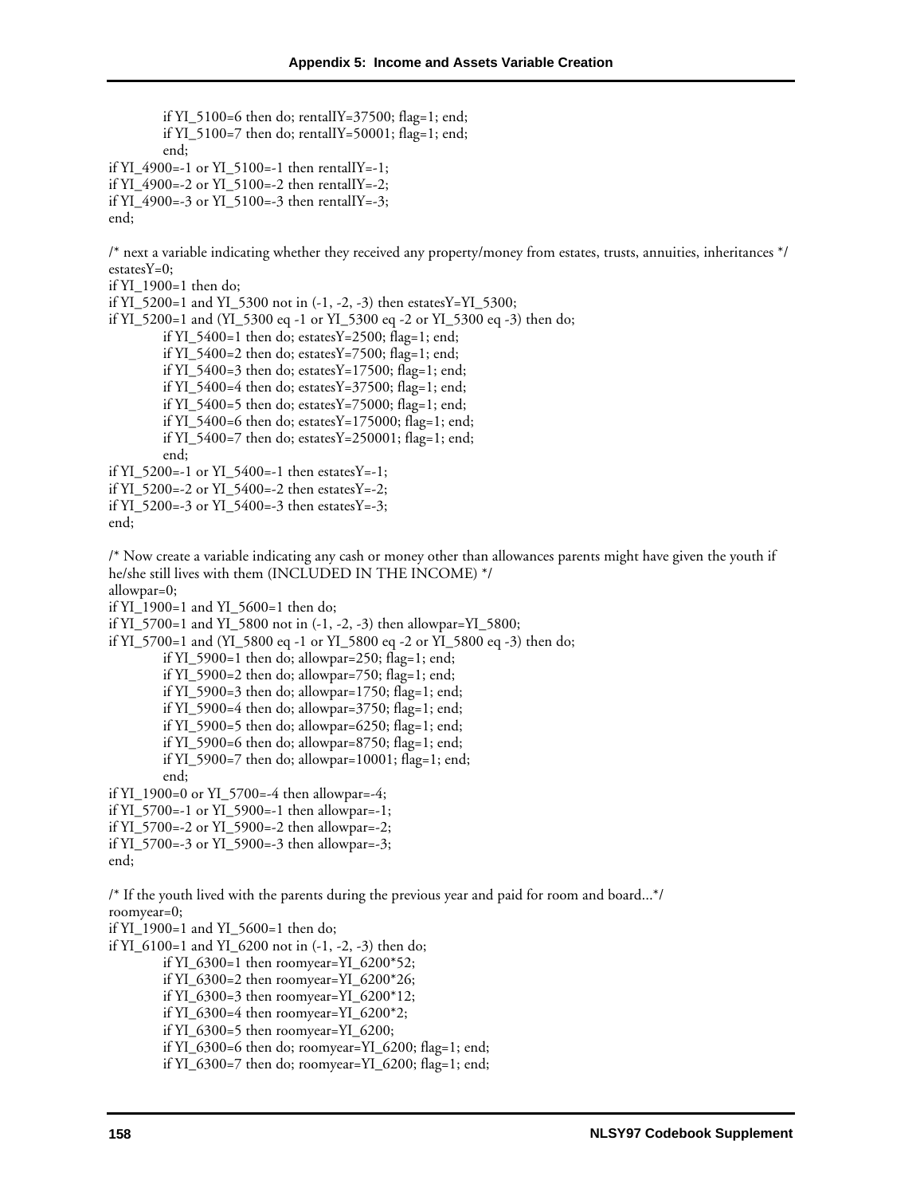```
          if YI_5100=6 then do; rentalIY=37500; flag=1; end;
          if YI_5100=7 then do; rentalIY=50001; flag=1; end;
          end;
if YI_4900=-1 or YI_5100=-1 then rentalIY=-1;
if YI_4900=-2 or YI_5100=-2 then rentalIY=-2;
if YI_4900=-3 or YI_5100=-3 then rentalIY=-3;
end;

/* next a variable indicating whether they received any property/money from estates, trusts, annuities, inheritances */
estatesY=0;
if YI_1900=1 then do;
if YI_5200=1 and YI_5300 not in (-1, -2, -3) then estatesY=YI_5300;
if YI_5200=1 and (YI_5300 eq -1 or YI_5300 eq -2 or YI_5300 eq -3) then do;
          if YI_5400=1 then do; estatesY=2500; flag=1; end;
          if YI_5400=2 then do; estatesY=7500; flag=1; end;
          if YI_5400=3 then do; estatesY=17500; flag=1; end;
          if YI_5400=4 then do; estatesY=37500; flag=1; end;
          if YI_5400=5 then do; estatesY=75000; flag=1; end;
          if YI_5400=6 then do; estatesY=175000; flag=1; end;
          if YI_5400=7 then do; estatesY=250001; flag=1; end;
          end;
if YI_5200=-1 or YI_5400=-1 then estatesY=-1;
if YI_5200=-2 or YI_5400=-2 then estatesY=-2;
if YI_5200=-3 or YI_5400=-3 then estatesY=-3;
end;

/* Now create a variable indicating any cash or money other than allowances parents might have given the youth if
he/she still lives with them (INCLUDED IN THE INCOME) */
allowpar=0;
if YI_1900=1 and YI_5600=1 then do;
if YI_5700=1 and YI_5800 not in (-1, -2, -3) then allowpar=YI_5800;
if YI_5700=1 and (YI_5800 eq -1 or YI_5800 eq -2 or YI_5800 eq -3) then do;
          if YI_5900=1 then do; allowpar=250; flag=1; end;
          if YI_5900=2 then do; allowpar=750; flag=1; end;
          if YI_5900=3 then do; allowpar=1750; flag=1; end;
          if YI_5900=4 then do; allowpar=3750; flag=1; end;
          if YI_5900=5 then do; allowpar=6250; flag=1; end;
          if YI_5900=6 then do; allowpar=8750; flag=1; end;
          if YI_5900=7 then do; allowpar=10001; flag=1; end;
          end;
if YI_1900=0 or YI_5700=-4 then allowpar=-4;
if YI_5700=-1 or YI_5900=-1 then allowpar=-1;
if YI_5700=-2 or YI_5900=-2 then allowpar=-2;
if YI_5700=-3 or YI_5900=-3 then allowpar=-3;
end;

/* If the youth lived with the parents during the previous year and paid for room and board...*/
roomyear=0;
if YI_1900=1 and YI_5600=1 then do;
if YI_6100=1 and YI_6200 not in (-1, -2, -3) then do;
          if YI_6300=1 then roomyear=YI_6200*52;
          if YI_6300=2 then roomyear=YI_6200*26;
          if YI_6300=3 then roomyear=YI_6200*12;
          if YI_6300=4 then roomyear=YI_6200*2;
          if YI_6300=5 then roomyear=YI_6200;
          if YI_6300=6 then do; roomyear=YI_6200; flag=1; end;
          if YI_6300=7 then do; roomyear=YI_6200; flag=1; end;
```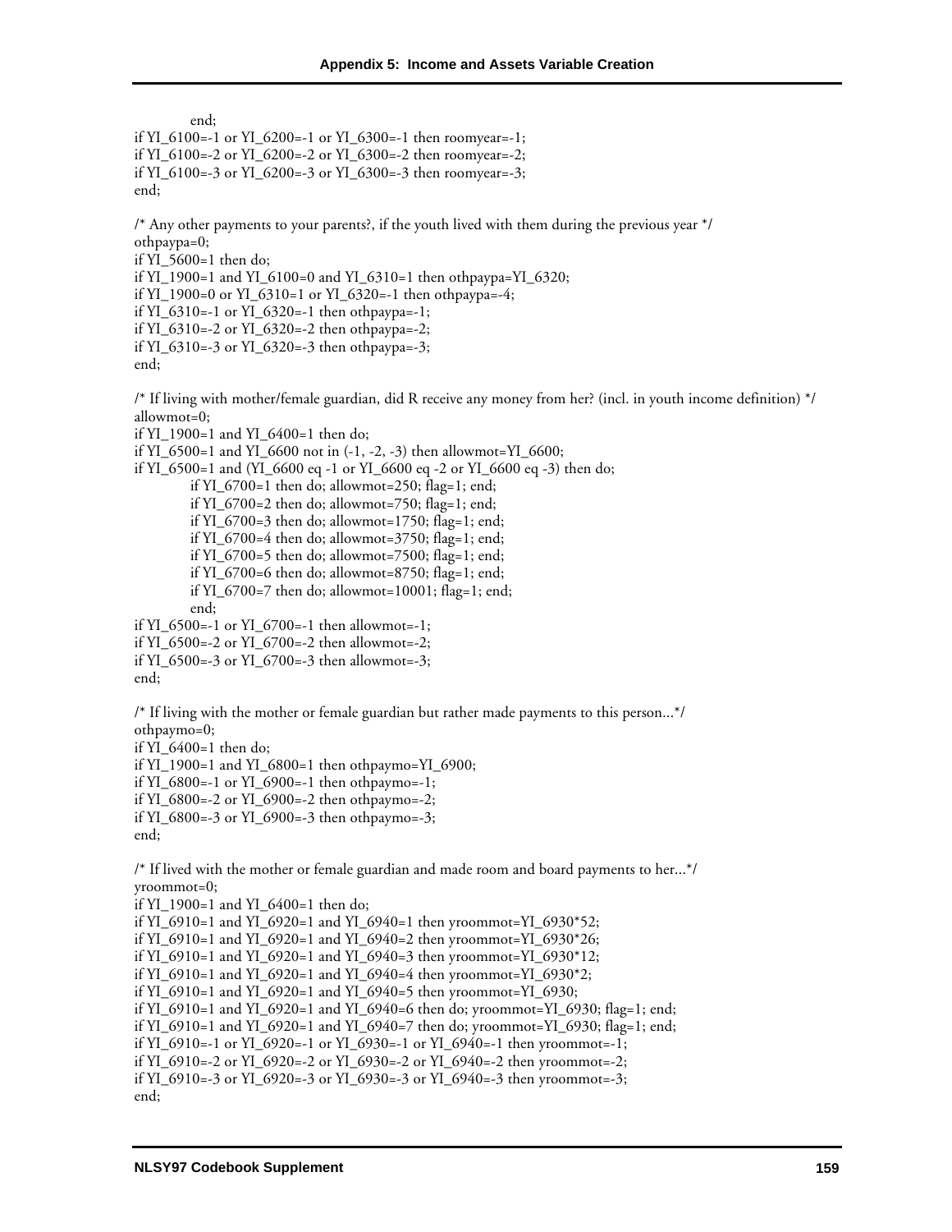```
        end;
if YI_6100=-1 or YI_6200=-1 or YI_6300=-1 then roomyear=-1;
if YI_6100=-2 or YI_6200=-2 or YI_6300=-2 then roomyear=-2;
if YI_6100=-3 or YI_6200=-3 or YI_6300=-3 then roomyear=-3;
end;

/* Any other payments to your parents?, if the youth lived with them during the previous year */
othpaypa=0;
if YI_5600=1 then do;
if YI_1900=1 and YI_6100=0 and YI_6310=1 then othpaypa=YI_6320;
if YI_1900=0 or YI_6310=1 or YI_6320=-1 then othpaypa=-4;
if YI_6310=-1 or YI_6320=-1 then othpaypa=-1;
if YI_6310=-2 or YI_6320=-2 then othpaypa=-2;
if YI_6310=-3 or YI_6320=-3 then othpaypa=-3;
end;

/* If living with mother/female guardian, did R receive any money from her? (incl. in youth income definition) */
allowmot=0;
if YI_1900=1 and YI_6400=1 then do;
if YI_6500=1 and YI_6600 not in (-1, -2, -3) then allowmot=YI_6600;
if YI_6500=1 and (YI_6600 eq -1 or YI_6600 eq -2 or YI_6600 eq -3) then do;
        if YI_6700=1 then do; allowmot=250; flag=1; end;
        if YI_6700=2 then do; allowmot=750; flag=1; end;
        if YI_6700=3 then do; allowmot=1750; flag=1; end;
        if YI_6700=4 then do; allowmot=3750; flag=1; end;
        if YI_6700=5 then do; allowmot=7500; flag=1; end;
        if YI_6700=6 then do; allowmot=8750; flag=1; end;
        if YI_6700=7 then do; allowmot=10001; flag=1; end;
        end;
if YI_6500=-1 or YI_6700=-1 then allowmot=-1;
if YI_6500=-2 or YI_6700=-2 then allowmot=-2;
if YI_6500=-3 or YI_6700=-3 then allowmot=-3;
end;

/* If living with the mother or female guardian but rather made payments to this person...*/
othpaymo=0;
if YI_6400=1 then do;
if YI_1900=1 and YI_6800=1 then othpaymo=YI_6900;
if YI_6800=-1 or YI_6900=-1 then othpaymo=-1;
if YI_6800=-2 or YI_6900=-2 then othpaymo=-2;
if YI_6800=-3 or YI_6900=-3 then othpaymo=-3;
end;

/* If lived with the mother or female guardian and made room and board payments to her...*/
yroommot=0;
if YI_1900=1 and YI_6400=1 then do;
if YI_6910=1 and YI_6920=1 and YI_6940=1 then yroommot=YI_6930*52;
if YI_6910=1 and YI_6920=1 and YI_6940=2 then yroommot=YI_6930*26;
if YI_6910=1 and YI_6920=1 and YI_6940=3 then yroommot=YI_6930*12;
if YI_6910=1 and YI_6920=1 and YI_6940=4 then yroommot=YI_6930*2;
if YI_6910=1 and YI_6920=1 and YI_6940=5 then yroommot=YI_6930;
if YI_6910=1 and YI_6920=1 and YI_6940=6 then do; yroommot=YI_6930; flag=1; end;
if YI_6910=1 and YI_6920=1 and YI_6940=7 then do; yroommot=YI_6930; flag=1; end;
if YI_6910=-1 or YI_6920=-1 or YI_6930=-1 or YI_6940=-1 then yroommot=-1;
if YI_6910=-2 or YI_6920=-2 or YI_6930=-2 or YI_6940=-2 then yroommot=-2;
if YI_6910=-3 or YI_6920=-3 or YI_6930=-3 or YI_6940=-3 then yroommot=-3;
end;
```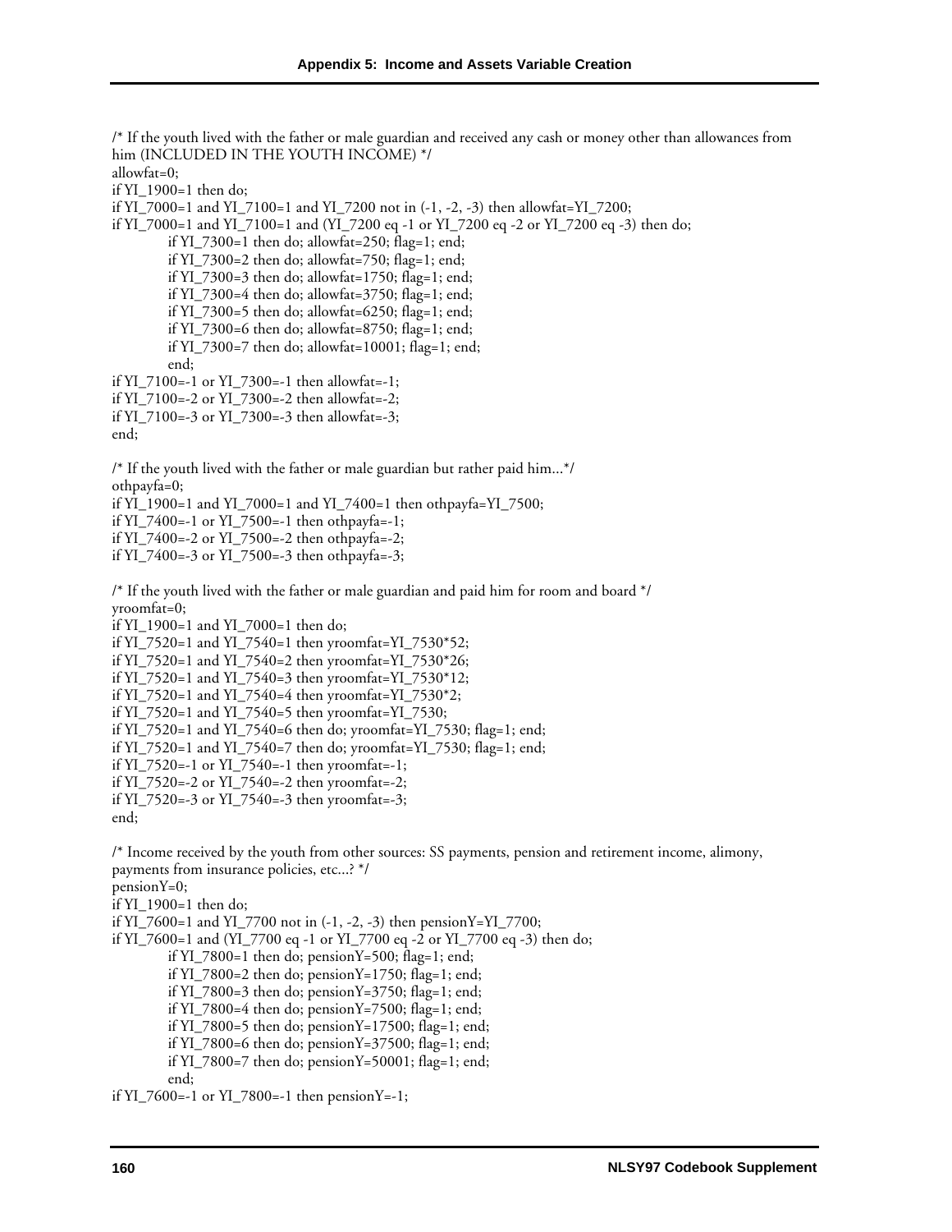```
/* If the youth lived with the father or male guardian and received any cash or money other than allowances from
him (INCLUDED IN THE YOUTH INCOME) */
allowfat=0;
if YI_1900=1 then do;
if YI_7000=1 and YI_7100=1 and YI_7200 not in (-1, -2, -3) then allowfat=YI_7200;
if YI_7000=1 and YI_7100=1 and (YI_7200 eq -1 or YI_7200 eq -2 or YI_7200 eq -3) then do;
        if YI_7300=1 then do; allowfat=250; flag=1; end;
        if YI_7300=2 then do; allowfat=750; flag=1; end;
        if YI_7300=3 then do; allowfat=1750; flag=1; end;
        if YI_7300=4 then do; allowfat=3750; flag=1; end;
        if YI_7300=5 then do; allowfat=6250; flag=1; end;
        if YI_7300=6 then do; allowfat=8750; flag=1; end;
        if YI_7300=7 then do; allowfat=10001; flag=1; end;
        end;
if YI_7100=-1 or YI_7300=-1 then allowfat=-1;
if YI_7100=-2 or YI_7300=-2 then allowfat=-2;
if YI_7100=-3 or YI_7300=-3 then allowfat=-3;
end;

/* If the youth lived with the father or male guardian but rather paid him...*/
othpayfa=0;
if YI_1900=1 and YI_7000=1 and YI_7400=1 then othpayfa=YI_7500;
if YI_7400=-1 or YI_7500=-1 then othpayfa=-1;
if YI_7400=-2 or YI_7500=-2 then othpayfa=-2;
if YI_7400=-3 or YI_7500=-3 then othpayfa=-3;

/* If the youth lived with the father or male guardian and paid him for room and board */
yroomfat=0;
if YI_1900=1 and YI_7000=1 then do;
if YI_7520=1 and YI_7540=1 then yroomfat=YI_7530*52;
if YI_7520=1 and YI_7540=2 then yroomfat=YI_7530*26;
if YI_7520=1 and YI_7540=3 then yroomfat=YI_7530*12;
if YI_7520=1 and YI_7540=4 then yroomfat=YI_7530*2;
if YI_7520=1 and YI_7540=5 then yroomfat=YI_7530;
if YI_7520=1 and YI_7540=6 then do; yroomfat=YI_7530; flag=1; end;
if YI_7520=1 and YI_7540=7 then do; yroomfat=YI_7530; flag=1; end;
if YI_7520=-1 or YI_7540=-1 then yroomfat=-1;
if YI_7520=-2 or YI_7540=-2 then yroomfat=-2;
if YI_7520=-3 or YI_7540=-3 then yroomfat=-3;
end;

/* Income received by the youth from other sources: SS payments, pension and retirement income, alimony,
payments from insurance policies, etc...? */
pensionY=0;
if YI_1900=1 then do;
if YI_7600=1 and YI_7700 not in (-1, -2, -3) then pensionY=YI_7700;
if YI_7600=1 and (YI_7700 eq -1 or YI_7700 eq -2 or YI_7700 eq -3) then do;
        if YI_7800=1 then do; pensionY=500; flag=1; end;
        if YI_7800=2 then do; pensionY=1750; flag=1; end;
        if YI_7800=3 then do; pensionY=3750; flag=1; end;
        if YI_7800=4 then do; pensionY=7500; flag=1; end;
        if YI_7800=5 then do; pensionY=17500; flag=1; end;
        if YI_7800=6 then do; pensionY=37500; flag=1; end;
        if YI_7800=7 then do; pensionY=50001; flag=1; end;
        end;
if YI_7600=-1 or YI_7800=-1 then pensionY=-1;
```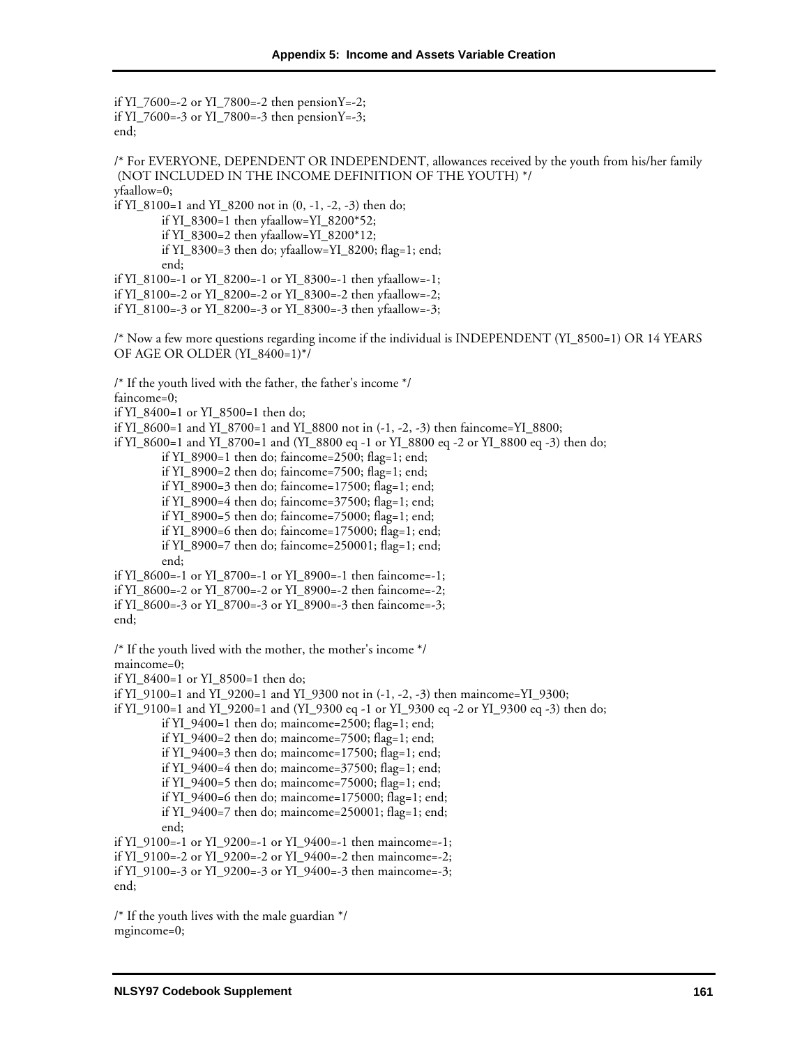```
if YI_7600=-2 or YI_7800=-2 then pensionY=-2;
if YI_7600=-3 or YI_7800=-3 then pensionY=-3;
end;

/* For EVERYONE, DEPENDENT OR INDEPENDENT, allowances received by the youth from his/her family
 (NOT INCLUDED IN THE INCOME DEFINITION OF THE YOUTH) */
yfaallow=0;
if YI_8100=1 and YI_8200 not in (0, -1, -2, -3) then do;
        if YI_8300=1 then yfaallow=YI_8200*52;
        if YI_8300=2 then yfaallow=YI_8200*12;
        if YI_8300=3 then do; yfaallow=YI_8200; flag=1; end;
        end;
if YI_8100=-1 or YI_8200=-1 or YI_8300=-1 then yfaallow=-1;
if YI_8100=-2 or YI_8200=-2 or YI_8300=-2 then yfaallow=-2;
if YI_8100=-3 or YI_8200=-3 or YI_8300=-3 then yfaallow=-3;

/* Now a few more questions regarding income if the individual is INDEPENDENT (YI_8500=1) OR 14 YEARS
OF AGE OR OLDER (YI_8400=1)*/

/* If the youth lived with the father, the father's income */
faincome=0;
if YI_8400=1 or YI_8500=1 then do;
if YI_8600=1 and YI_8700=1 and YI_8800 not in (-1, -2, -3) then faincome=YI_8800;
if YI_8600=1 and YI_8700=1 and (YI_8800 eq -1 or YI_8800 eq -2 or YI_8800 eq -3) then do;
        if YI_8900=1 then do; faincome=2500; flag=1; end;
        if YI_8900=2 then do; faincome=7500; flag=1; end;
        if YI_8900=3 then do; faincome=17500; flag=1; end;
        if YI_8900=4 then do; faincome=37500; flag=1; end;
        if YI_8900=5 then do; faincome=75000; flag=1; end;
        if YI_8900=6 then do; faincome=175000; flag=1; end;
        if YI_8900=7 then do; faincome=250001; flag=1; end;
        end;
if YI_8600=-1 or YI_8700=-1 or YI_8900=-1 then faincome=-1;
if YI_8600=-2 or YI_8700=-2 or YI_8900=-2 then faincome=-2;
if YI_8600=-3 or YI_8700=-3 or YI_8900=-3 then faincome=-3;
end;

/* If the youth lived with the mother, the mother's income */
maincome=0;
if YI_8400=1 or YI_8500=1 then do;
if YI_9100=1 and YI_9200=1 and YI_9300 not in (-1, -2, -3) then maincome=YI_9300;
if YI_9100=1 and YI_9200=1 and (YI_9300 eq -1 or YI_9300 eq -2 or YI_9300 eq -3) then do;
        if YI_9400=1 then do; maincome=2500; flag=1; end;
        if YI_9400=2 then do; maincome=7500; flag=1; end;
        if YI_9400=3 then do; maincome=17500; flag=1; end;
        if YI_9400=4 then do; maincome=37500; flag=1; end;
        if YI_9400=5 then do; maincome=75000; flag=1; end;
        if YI_9400=6 then do; maincome=175000; flag=1; end;
        if YI_9400=7 then do; maincome=250001; flag=1; end;
        end;
if YI_9100=-1 or YI_9200=-1 or YI_9400=-1 then maincome=-1;
if YI_9100=-2 or YI_9200=-2 or YI_9400=-2 then maincome=-2;
if YI_9100=-3 or YI_9200=-3 or YI_9400=-3 then maincome=-3;
end;

/* If the youth lives with the male guardian */
mgincome=0;
```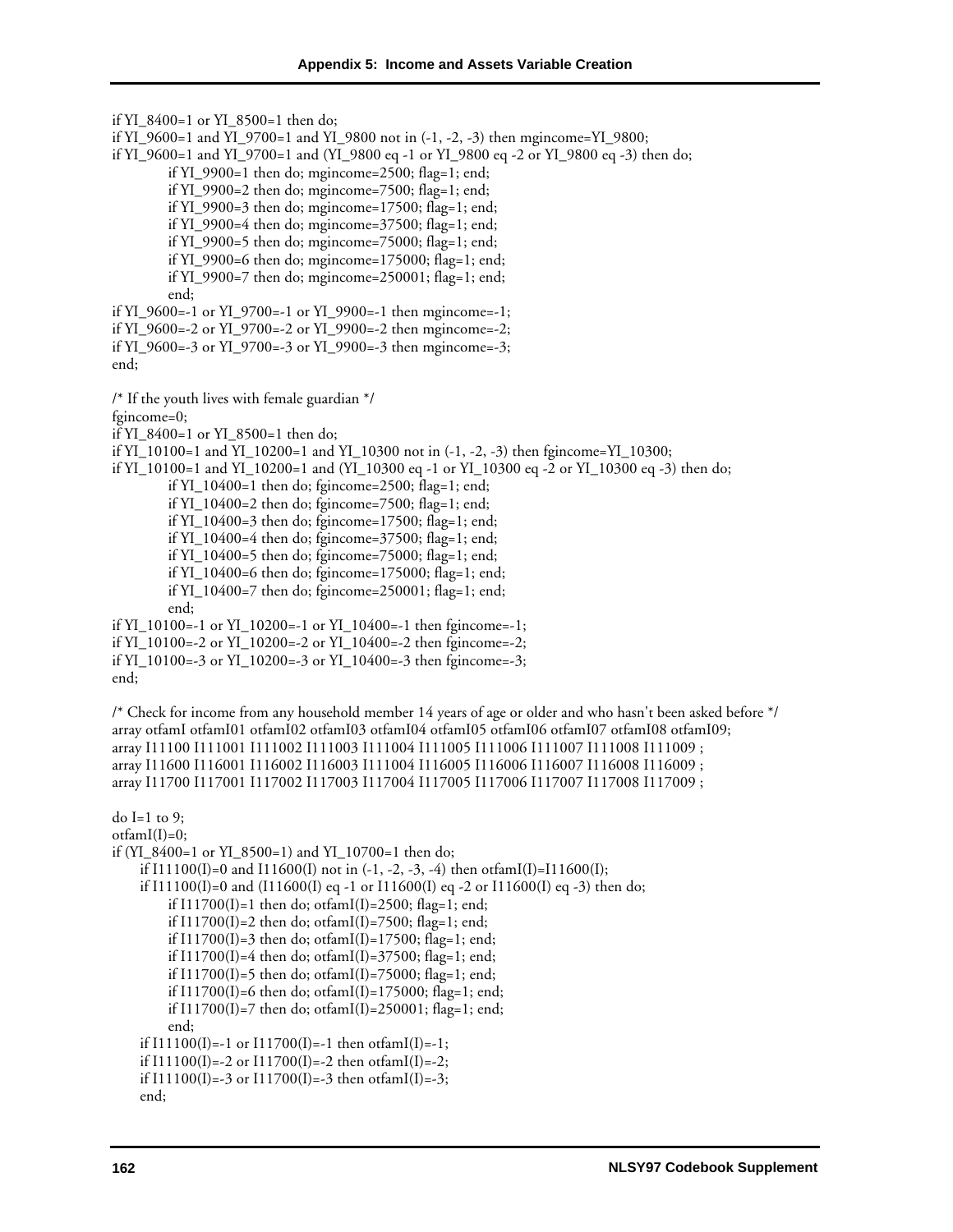```
if YI_8400=1 or YI_8500=1 then do;
if YI_9600=1 and YI_9700=1 and YI_9800 not in (-1, -2, -3) then mgincome=YI_9800;
if YI_9600=1 and YI_9700=1 and (YI_9800 eq -1 or YI_9800 eq -2 or YI_9800 eq -3) then do;
        if YI_9900=1 then do; mgincome=2500; flag=1; end;
        if YI_9900=2 then do; mgincome=7500; flag=1; end;
        if YI_9900=3 then do; mgincome=17500; flag=1; end;
        if YI_9900=4 then do; mgincome=37500; flag=1; end;
        if YI_9900=5 then do; mgincome=75000; flag=1; end;
        if YI_9900=6 then do; mgincome=175000; flag=1; end;
        if YI_9900=7 then do; mgincome=250001; flag=1; end;
        end;
if YI_9600=-1 or YI_9700=-1 or YI_9900=-1 then mgincome=-1;
if YI_9600=-2 or YI_9700=-2 or YI_9900=-2 then mgincome=-2;
if YI_9600=-3 or YI_9700=-3 or YI_9900=-3 then mgincome=-3;
end;

/* If the youth lives with female guardian */
fgincome=0;
if YI_8400=1 or YI_8500=1 then do;
if YI_10100=1 and YI_10200=1 and YI_10300 not in (-1, -2, -3) then fgincome=YI_10300;
if YI_10100=1 and YI_10200=1 and (YI_10300 eq -1 or YI_10300 eq -2 or YI_10300 eq -3) then do;
        if YI_10400=1 then do; fgincome=2500; flag=1; end;
        if YI_10400=2 then do; fgincome=7500; flag=1; end;
        if YI_10400=3 then do; fgincome=17500; flag=1; end;
        if YI_10400=4 then do; fgincome=37500; flag=1; end;
        if YI_10400=5 then do; fgincome=75000; flag=1; end;
        if YI_10400=6 then do; fgincome=175000; flag=1; end;
        if YI_10400=7 then do; fgincome=250001; flag=1; end;
        end;
if YI_10100=-1 or YI_10200=-1 or YI_10400=-1 then fgincome=-1;
if YI_10100=-2 or YI_10200=-2 or YI_10400=-2 then fgincome=-2;
if YI_10100=-3 or YI_10200=-3 or YI_10400=-3 then fgincome=-3;
end;

/* Check for income from any household member 14 years of age or older and who hasn't been asked before */
array otfamI otfamI01 otfamI02 otfamI03 otfamI04 otfamI05 otfamI06 otfamI07 otfamI08 otfamI09;
array I11100 I111001 I111002 I111003 I111004 I111005 I111006 I111007 I111008 I111009 ;
array I11600 I116001 I116002 I116003 I111004 I116005 I116006 I116007 I116008 I116009 ;
array I11700 I117001 I117002 I117003 I117004 I117005 I117006 I117007 I117008 I117009 ;

do I=1 to 9;
otfamI(I)=0;
if (YI_8400=1 or YI_8500=1) and YI_10700=1 then do;
    if I11100(I)=0 and I11600(I) not in (-1, -2, -3, -4) then otfamI(I)=I11600(I);
    if I11100(I)=0 and (I11600(I) eq -1 or I11600(I) eq -2 or I11600(I) eq -3) then do;
        if I11700(I)=1 then do; otfamI(I)=2500; flag=1; end;
        if I11700(I)=2 then do; otfamI(I)=7500; flag=1; end;
        if I11700(I)=3 then do; otfamI(I)=17500; flag=1; end;
        if I11700(I)=4 then do; otfamI(I)=37500; flag=1; end;
        if I11700(I)=5 then do; otfamI(I)=75000; flag=1; end;
        if I11700(I)=6 then do; otfamI(I)=175000; flag=1; end;
        if I11700(I)=7 then do; otfamI(I)=250001; flag=1; end;
        end;
    if I11100(I)=-1 or I11700(I)=-1 then otfamI(I)=-1;
    if I11100(I)=-2 or I11700(I)=-2 then otfamI(I)=-2;
    if I11100(I)=-3 or I11700(I)=-3 then otfamI(I)=-3;
    end;
```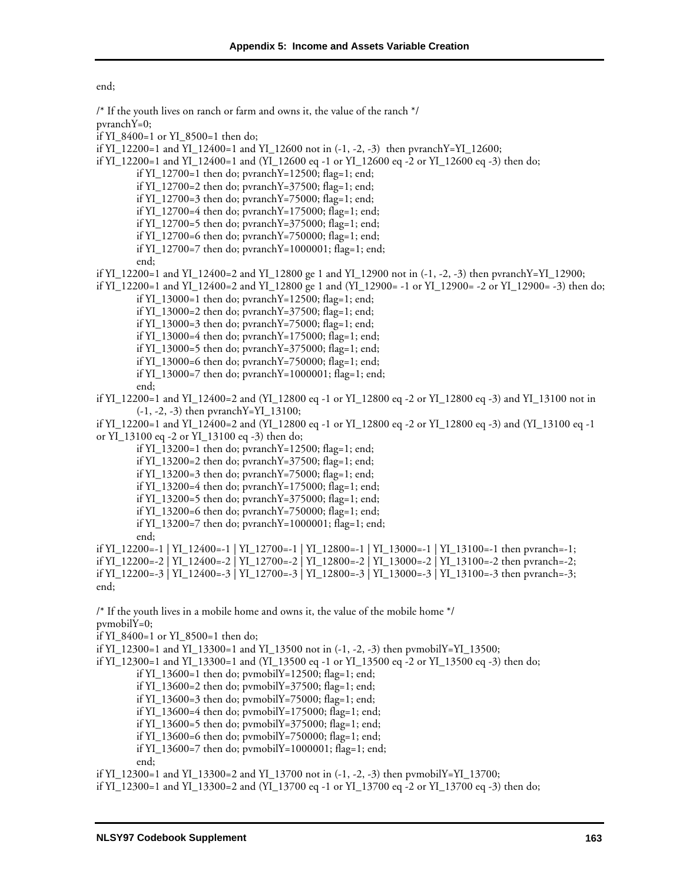```
end;

/* If the youth lives on ranch or farm and owns it, the value of the ranch */
pvranchY=0;
if YI_8400=1 or YI_8500=1 then do;
if YI_12200=1 and YI_12400=1 and YI_12600 not in (-1, -2, -3)  then pvranchY=YI_12600;
if YI_12200=1 and YI_12400=1 and (YI_12600 eq -1 or YI_12600 eq -2 or YI_12600 eq -3) then do;
        if YI_12700=1 then do; pvranchY=12500; flag=1; end;
        if YI_12700=2 then do; pvranchY=37500; flag=1; end;
        if YI_12700=3 then do; pvranchY=75000; flag=1; end;
        if YI_12700=4 then do; pvranchY=175000; flag=1; end;
        if YI_12700=5 then do; pvranchY=375000; flag=1; end;
        if YI_12700=6 then do; pvranchY=750000; flag=1; end;
        if YI_12700=7 then do; pvranchY=1000001; flag=1; end;
        end;
if YI_12200=1 and YI_12400=2 and YI_12800 ge 1 and YI_12900 not in (-1, -2, -3) then pvranchY=YI_12900;
if YI_12200=1 and YI_12400=2 and YI_12800 ge 1 and (YI_12900= -1 or YI_12900= -2 or YI_12900= -3) then do;
        if YI_13000=1 then do; pvranchY=12500; flag=1; end;
        if YI_13000=2 then do; pvranchY=37500; flag=1; end;
        if YI_13000=3 then do; pvranchY=75000; flag=1; end;
        if YI_13000=4 then do; pvranchY=175000; flag=1; end;
        if YI_13000=5 then do; pvranchY=375000; flag=1; end;
        if YI_13000=6 then do; pvranchY=750000; flag=1; end;
        if YI_13000=7 then do; pvranchY=1000001; flag=1; end;
        end;
if YI_12200=1 and YI_12400=2 and (YI_12800 eq -1 or YI_12800 eq -2 or YI_12800 eq -3) and YI_13100 not in
        (-1, -2, -3) then pvranchY=YI_13100;
if YI_12200=1 and YI_12400=2 and (YI_12800 eq -1 or YI_12800 eq -2 or YI_12800 eq -3) and (YI_13100 eq -1
or YI_13100 eq -2 or YI_13100 eq -3) then do;
        if YI_13200=1 then do; pvranchY=12500; flag=1; end;
        if YI_13200=2 then do; pvranchY=37500; flag=1; end;
        if YI_13200=3 then do; pvranchY=75000; flag=1; end;
        if YI_13200=4 then do; pvranchY=175000; flag=1; end;
        if YI_13200=5 then do; pvranchY=375000; flag=1; end;
        if YI_13200=6 then do; pvranchY=750000; flag=1; end;
        if YI_13200=7 then do; pvranchY=1000001; flag=1; end;
        end;
if YI_12200=-1 | YI_12400=-1 | YI_12700=-1 | YI_12800=-1 | YI_13000=-1 | YI_13100=-1 then pvranch=-1;
if YI_12200=-2 | YI_12400=-2 | YI_12700=-2 | YI_12800=-2 | YI_13000=-2 | YI_13100=-2 then pvranch=-2;
if YI_12200=-3 | YI_12400=-3 | YI_12700=-3 | YI_12800=-3 | YI_13000=-3 | YI_13100=-3 then pvranch=-3;
end;

/* If the youth lives in a mobile home and owns it, the value of the mobile home */
pvmobilY=0;
if YI_8400=1 or YI_8500=1 then do;
if YI_12300=1 and YI_13300=1 and YI_13500 not in (-1, -2, -3) then pvmobilY=YI_13500;
if YI_12300=1 and YI_13300=1 and (YI_13500 eq -1 or YI_13500 eq -2 or YI_13500 eq -3) then do;
        if YI_13600=1 then do; pvmobilY=12500; flag=1; end;
        if YI_13600=2 then do; pvmobilY=37500; flag=1; end;
        if YI_13600=3 then do; pvmobilY=75000; flag=1; end;
        if YI_13600=4 then do; pvmobilY=175000; flag=1; end;
        if YI_13600=5 then do; pvmobilY=375000; flag=1; end;
        if YI_13600=6 then do; pvmobilY=750000; flag=1; end;
        if YI_13600=7 then do; pvmobilY=1000001; flag=1; end;
        end;
if YI_12300=1 and YI_13300=2 and YI_13700 not in (-1, -2, -3) then pvmobilY=YI_13700;
if YI_12300=1 and YI_13300=2 and (YI_13700 eq -1 or YI_13700 eq -2 or YI_13700 eq -3) then do;
```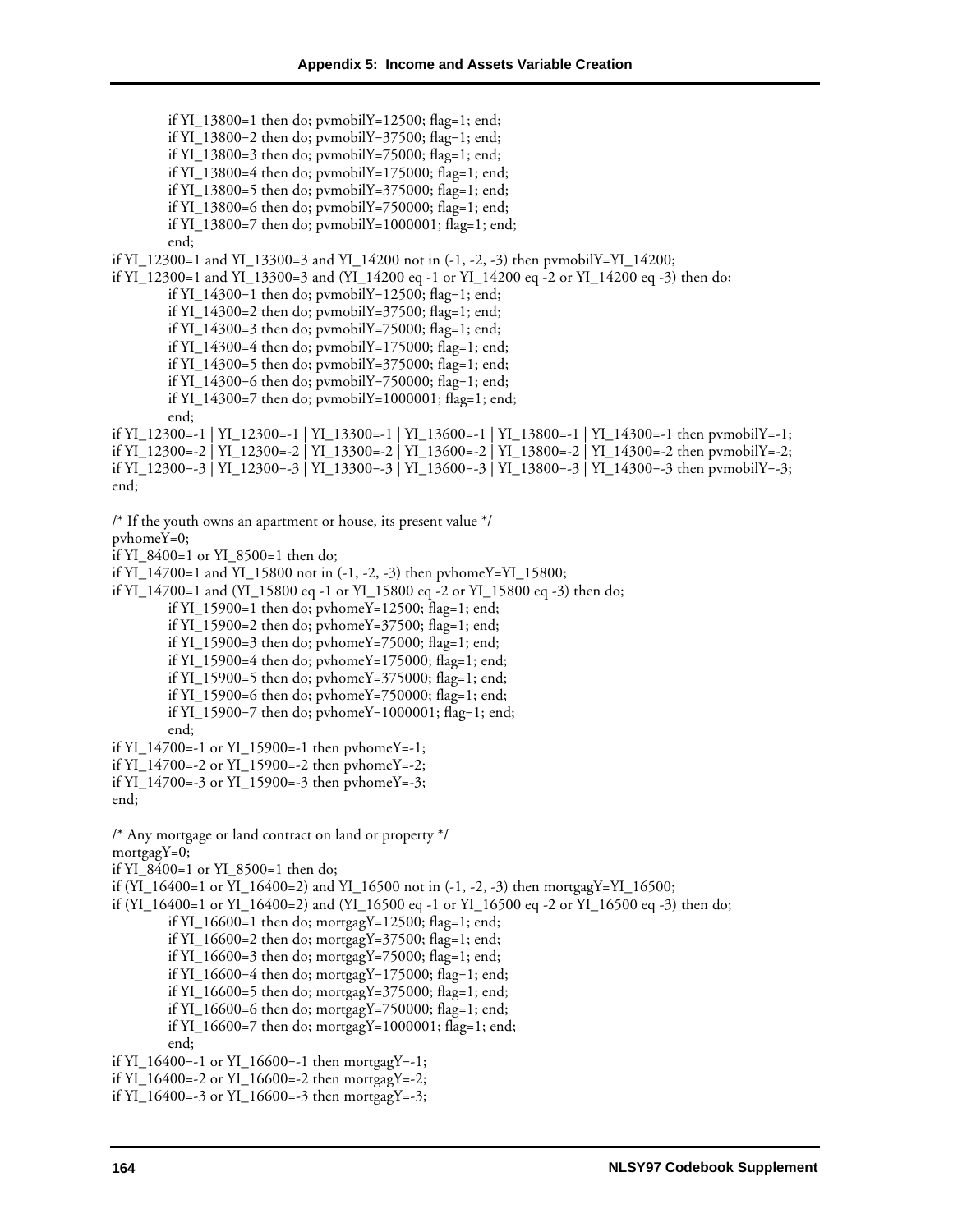```
          if YI_13800=1 then do; pvmobilY=12500; flag=1; end;
          if YI_13800=2 then do; pvmobilY=37500; flag=1; end;
          if YI_13800=3 then do; pvmobilY=75000; flag=1; end;
          if YI_13800=4 then do; pvmobilY=175000; flag=1; end;
          if YI_13800=5 then do; pvmobilY=375000; flag=1; end;
          if YI_13800=6 then do; pvmobilY=750000; flag=1; end;
          if YI_13800=7 then do; pvmobilY=1000001; flag=1; end;
          end;
if YI_12300=1 and YI_13300=3 and YI_14200 not in (-1, -2, -3) then pvmobilY=YI_14200;
if YI_12300=1 and YI_13300=3 and (YI_14200 eq -1 or YI_14200 eq -2 or YI_14200 eq -3) then do;
          if YI_14300=1 then do; pvmobilY=12500; flag=1; end;
          if YI_14300=2 then do; pvmobilY=37500; flag=1; end;
          if YI_14300=3 then do; pvmobilY=75000; flag=1; end;
          if YI_14300=4 then do; pvmobilY=175000; flag=1; end;
          if YI_14300=5 then do; pvmobilY=375000; flag=1; end;
          if YI_14300=6 then do; pvmobilY=750000; flag=1; end;
          if YI_14300=7 then do; pvmobilY=1000001; flag=1; end;
          end;
if YI_12300=-1 | YI_12300=-1 | YI_13300=-1 | YI_13600=-1 | YI_13800=-1 | YI_14300=-1 then pvmobilY=-1;
if YI_12300=-2 | YI_12300=-2 | YI_13300=-2 | YI_13600=-2 | YI_13800=-2 | YI_14300=-2 then pvmobilY=-2;
if YI_12300=-3 | YI_12300=-3 | YI_13300=-3 | YI_13600=-3 | YI_13800=-3 | YI_14300=-3 then pvmobilY=-3;
end;

/* If the youth owns an apartment or house, its present value */
pvhomeY=0;
if YI_8400=1 or YI_8500=1 then do;
if YI_14700=1 and YI_15800 not in (-1, -2, -3) then pvhomeY=YI_15800;
if YI_14700=1 and (YI_15800 eq -1 or YI_15800 eq -2 or YI_15800 eq -3) then do;
          if YI_15900=1 then do; pvhomeY=12500; flag=1; end;
          if YI_15900=2 then do; pvhomeY=37500; flag=1; end;
          if YI_15900=3 then do; pvhomeY=75000; flag=1; end;
          if YI_15900=4 then do; pvhomeY=175000; flag=1; end;
          if YI_15900=5 then do; pvhomeY=375000; flag=1; end;
          if YI_15900=6 then do; pvhomeY=750000; flag=1; end;
          if YI_15900=7 then do; pvhomeY=1000001; flag=1; end;
          end;
if YI_14700=-1 or YI_15900=-1 then pvhomeY=-1;
if YI_14700=-2 or YI_15900=-2 then pvhomeY=-2;
if YI_14700=-3 or YI_15900=-3 then pvhomeY=-3;
end;

/* Any mortgage or land contract on land or property */
mortgagY=0;
if YI_8400=1 or YI_8500=1 then do;
if (YI_16400=1 or YI_16400=2) and YI_16500 not in (-1, -2, -3) then mortgagY=YI_16500;
if (YI_16400=1 or YI_16400=2) and (YI_16500 eq -1 or YI_16500 eq -2 or YI_16500 eq -3) then do;
          if YI_16600=1 then do; mortgagY=12500; flag=1; end;
          if YI_16600=2 then do; mortgagY=37500; flag=1; end;
          if YI_16600=3 then do; mortgagY=75000; flag=1; end;
          if YI_16600=4 then do; mortgagY=175000; flag=1; end;
          if YI_16600=5 then do; mortgagY=375000; flag=1; end;
          if YI_16600=6 then do; mortgagY=750000; flag=1; end;
          if YI_16600=7 then do; mortgagY=1000001; flag=1; end;
          end;
if YI_16400=-1 or YI_16600=-1 then mortgagY=-1;
if YI_16400=-2 or YI_16600=-2 then mortgagY=-2;
if YI_16400=-3 or YI_16600=-3 then mortgagY=-3;
```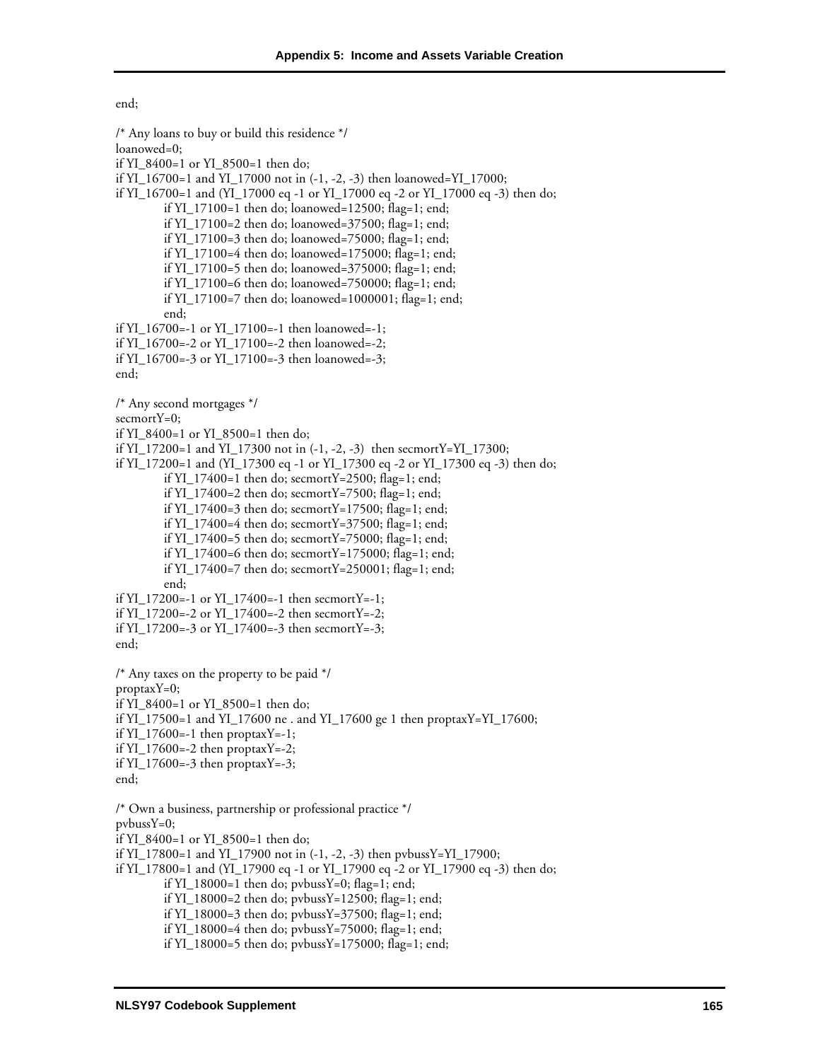```
end;

/* Any loans to buy or build this residence */
loanowed=0;
if YI_8400=1 or YI_8500=1 then do;
if YI_16700=1 and YI_17000 not in (-1, -2, -3) then loanowed=YI_17000;
if YI_16700=1 and (YI_17000 eq -1 or YI_17000 eq -2 or YI_17000 eq -3) then do;
        if YI_17100=1 then do; loanowed=12500; flag=1; end;
        if YI_17100=2 then do; loanowed=37500; flag=1; end;
        if YI_17100=3 then do; loanowed=75000; flag=1; end;
        if YI_17100=4 then do; loanowed=175000; flag=1; end;
        if YI_17100=5 then do; loanowed=375000; flag=1; end;
        if YI_17100=6 then do; loanowed=750000; flag=1; end;
        if YI_17100=7 then do; loanowed=1000001; flag=1; end;
        end;
if YI_16700=-1 or YI_17100=-1 then loanowed=-1;
if YI_16700=-2 or YI_17100=-2 then loanowed=-2;
if YI_16700=-3 or YI_17100=-3 then loanowed=-3;
end;

/* Any second mortgages */
secmortY=0;
if YI_8400=1 or YI_8500=1 then do;
if YI_17200=1 and YI_17300 not in (-1, -2, -3)  then secmortY=YI_17300;
if YI_17200=1 and (YI_17300 eq -1 or YI_17300 eq -2 or YI_17300 eq -3) then do;
        if YI_17400=1 then do; secmortY=2500; flag=1; end;
        if YI_17400=2 then do; secmortY=7500; flag=1; end;
        if YI_17400=3 then do; secmortY=17500; flag=1; end;
        if YI_17400=4 then do; secmortY=37500; flag=1; end;
        if YI_17400=5 then do; secmortY=75000; flag=1; end;
        if YI_17400=6 then do; secmortY=175000; flag=1; end;
        if YI_17400=7 then do; secmortY=250001; flag=1; end;
        end;
if YI_17200=-1 or YI_17400=-1 then secmortY=-1;
if YI_17200=-2 or YI_17400=-2 then secmortY=-2;
if YI_17200=-3 or YI_17400=-3 then secmortY=-3;
end;

/* Any taxes on the property to be paid */
proptaxY=0;
if YI_8400=1 or YI_8500=1 then do;
if YI_17500=1 and YI_17600 ne . and YI_17600 ge 1 then proptaxY=YI_17600;
if YI_17600=-1 then proptaxY=-1;
if YI_17600=-2 then proptaxY=-2;
if YI_17600=-3 then proptaxY=-3;
end;

/* Own a business, partnership or professional practice */
pvbussY=0;
if YI_8400=1 or YI_8500=1 then do;
if YI_17800=1 and YI_17900 not in (-1, -2, -3) then pvbussY=YI_17900;
if YI_17800=1 and (YI_17900 eq -1 or YI_17900 eq -2 or YI_17900 eq -3) then do;
        if YI_18000=1 then do; pvbussY=0; flag=1; end;
        if YI_18000=2 then do; pvbussY=12500; flag=1; end;
        if YI_18000=3 then do; pvbussY=37500; flag=1; end;
        if YI_18000=4 then do; pvbussY=75000; flag=1; end;
        if YI_18000=5 then do; pvbussY=175000; flag=1; end;
```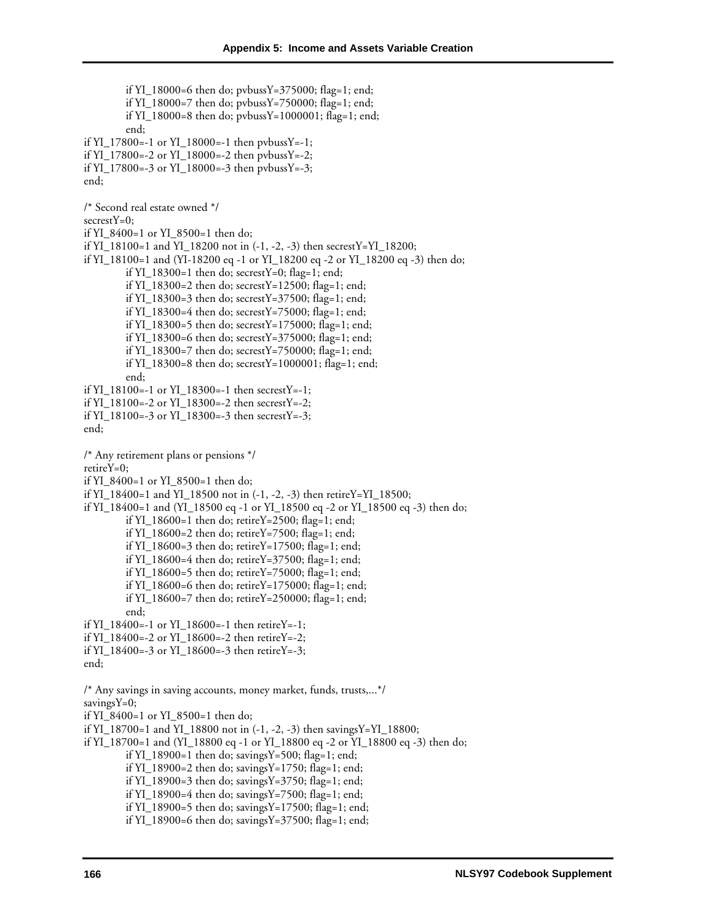```
        if YI_18000=6 then do; pvbussY=375000; flag=1; end;
        if YI_18000=7 then do; pvbussY=750000; flag=1; end;
        if YI_18000=8 then do; pvbussY=1000001; flag=1; end;
        end;
if YI_17800=-1 or YI_18000=-1 then pvbussY=-1;
if YI_17800=-2 or YI_18000=-2 then pvbussY=-2;
if YI_17800=-3 or YI_18000=-3 then pvbussY=-3;
end;

/* Second real estate owned */
secrestY=0;
if YI_8400=1 or YI_8500=1 then do;
if YI_18100=1 and YI_18200 not in (-1, -2, -3) then secrestY=YI_18200;
if YI_18100=1 and (YI-18200 eq -1 or YI_18200 eq -2 or YI_18200 eq -3) then do;
        if YI_18300=1 then do; secrestY=0; flag=1; end;
        if YI_18300=2 then do; secrestY=12500; flag=1; end;
        if YI_18300=3 then do; secrestY=37500; flag=1; end;
        if YI_18300=4 then do; secrestY=75000; flag=1; end;
        if YI_18300=5 then do; secrestY=175000; flag=1; end;
        if YI_18300=6 then do; secrestY=375000; flag=1; end;
        if YI_18300=7 then do; secrestY=750000; flag=1; end;
        if YI_18300=8 then do; secrestY=1000001; flag=1; end;
        end;
if YI_18100=-1 or YI_18300=-1 then secrestY=-1;
if YI_18100=-2 or YI_18300=-2 then secrestY=-2;
if YI_18100=-3 or YI_18300=-3 then secrestY=-3;
end;

/* Any retirement plans or pensions */
retireY=0;
if YI_8400=1 or YI_8500=1 then do;
if YI_18400=1 and YI_18500 not in (-1, -2, -3) then retireY=YI_18500;
if YI_18400=1 and (YI_18500 eq -1 or YI_18500 eq -2 or YI_18500 eq -3) then do;
        if YI_18600=1 then do; retireY=2500; flag=1; end;
        if YI_18600=2 then do; retireY=7500; flag=1; end;
        if YI_18600=3 then do; retireY=17500; flag=1; end;
        if YI_18600=4 then do; retireY=37500; flag=1; end;
        if YI_18600=5 then do; retireY=75000; flag=1; end;
        if YI_18600=6 then do; retireY=175000; flag=1; end;
        if YI_18600=7 then do; retireY=250000; flag=1; end;
        end;
if YI_18400=-1 or YI_18600=-1 then retireY=-1;
if YI_18400=-2 or YI_18600=-2 then retireY=-2;
if YI_18400=-3 or YI_18600=-3 then retireY=-3;
end;

/* Any savings in saving accounts, money market, funds, trusts,...*/
savingsY=0;
if YI_8400=1 or YI_8500=1 then do;
if YI_18700=1 and YI_18800 not in (-1, -2, -3) then savingsY=YI_18800;
if YI_18700=1 and (YI_18800 eq -1 or YI_18800 eq -2 or YI_18800 eq -3) then do;
        if YI_18900=1 then do; savingsY=500; flag=1; end;
        if YI_18900=2 then do; savingsY=1750; flag=1; end;
        if YI_18900=3 then do; savingsY=3750; flag=1; end;
        if YI_18900=4 then do; savingsY=7500; flag=1; end;
        if YI_18900=5 then do; savingsY=17500; flag=1; end;
        if YI_18900=6 then do; savingsY=37500; flag=1; end;
```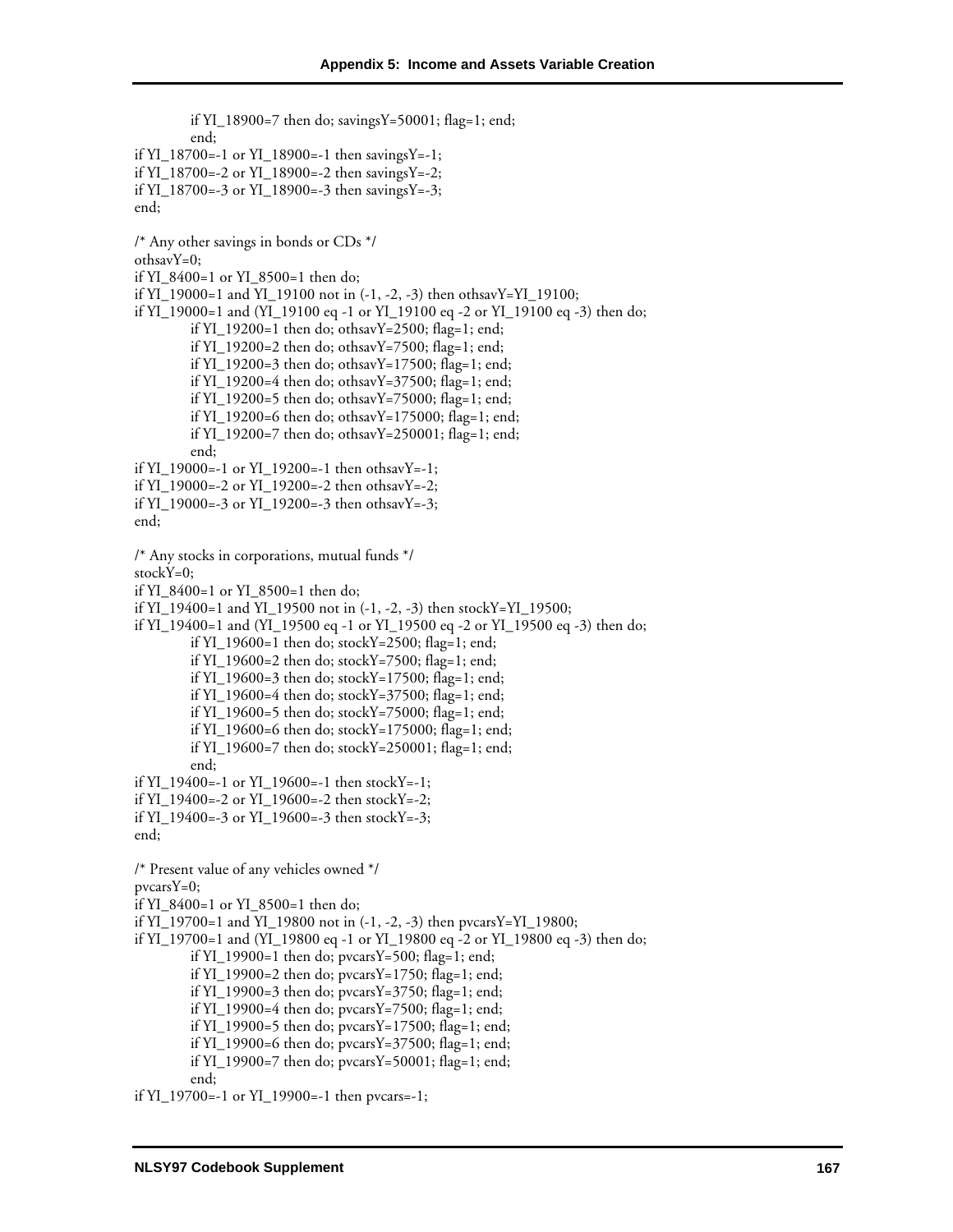```
            if YI_18900=7 then do; savingsY=50001; flag=1; end;
            end;
if YI_18700=-1 or YI_18900=-1 then savingsY=-1;
if YI_18700=-2 or YI_18900=-2 then savingsY=-2;
if YI_18700=-3 or YI_18900=-3 then savingsY=-3;
end;

/* Any other savings in bonds or CDs */
othsavY=0;
if YI_8400=1 or YI_8500=1 then do;
if YI_19000=1 and YI_19100 not in (-1, -2, -3) then othsavY=YI_19100;
if YI_19000=1 and (YI_19100 eq -1 or YI_19100 eq -2 or YI_19100 eq -3) then do;
            if YI_19200=1 then do; othsavY=2500; flag=1; end;
            if YI_19200=2 then do; othsavY=7500; flag=1; end;
            if YI_19200=3 then do; othsavY=17500; flag=1; end;
            if YI_19200=4 then do; othsavY=37500; flag=1; end;
            if YI_19200=5 then do; othsavY=75000; flag=1; end;
            if YI_19200=6 then do; othsavY=175000; flag=1; end;
            if YI_19200=7 then do; othsavY=250001; flag=1; end;
            end;
if YI_19000=-1 or YI_19200=-1 then othsavY=-1;
if YI_19000=-2 or YI_19200=-2 then othsavY=-2;
if YI_19000=-3 or YI_19200=-3 then othsavY=-3;
end;

/* Any stocks in corporations, mutual funds */
stockY=0;
if YI_8400=1 or YI_8500=1 then do;
if YI_19400=1 and YI_19500 not in (-1, -2, -3) then stockY=YI_19500;
if YI_19400=1 and (YI_19500 eq -1 or YI_19500 eq -2 or YI_19500 eq -3) then do;
            if YI_19600=1 then do; stockY=2500; flag=1; end;
            if YI_19600=2 then do; stockY=7500; flag=1; end;
            if YI_19600=3 then do; stockY=17500; flag=1; end;
            if YI_19600=4 then do; stockY=37500; flag=1; end;
            if YI_19600=5 then do; stockY=75000; flag=1; end;
            if YI_19600=6 then do; stockY=175000; flag=1; end;
            if YI_19600=7 then do; stockY=250001; flag=1; end;
            end;
if YI_19400=-1 or YI_19600=-1 then stockY=-1;
if YI_19400=-2 or YI_19600=-2 then stockY=-2;
if YI_19400=-3 or YI_19600=-3 then stockY=-3;
end;

/* Present value of any vehicles owned */
pvcarsY=0;
if YI_8400=1 or YI_8500=1 then do;
if YI_19700=1 and YI_19800 not in (-1, -2, -3) then pvcarsY=YI_19800;
if YI_19700=1 and (YI_19800 eq -1 or YI_19800 eq -2 or YI_19800 eq -3) then do;
            if YI_19900=1 then do; pvcarsY=500; flag=1; end;
            if YI_19900=2 then do; pvcarsY=1750; flag=1; end;
            if YI_19900=3 then do; pvcarsY=3750; flag=1; end;
            if YI_19900=4 then do; pvcarsY=7500; flag=1; end;
            if YI_19900=5 then do; pvcarsY=17500; flag=1; end;
            if YI_19900=6 then do; pvcarsY=37500; flag=1; end;
            if YI_19900=7 then do; pvcarsY=50001; flag=1; end;
            end;
if YI_19700=-1 or YI_19900=-1 then pvcars=-1;
```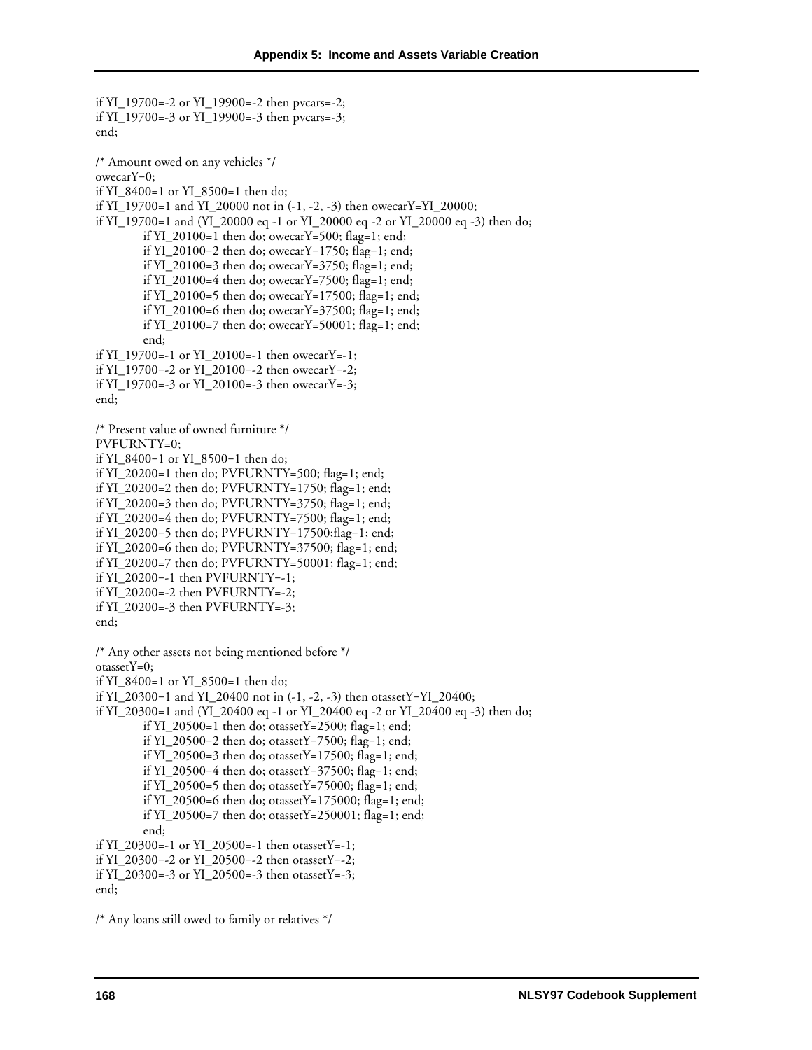```
if YI_19700=-2 or YI_19900=-2 then pvcars=-2;
if YI_19700=-3 or YI_19900=-3 then pvcars=-3;
end;

/* Amount owed on any vehicles */
owecarY=0;
if YI_8400=1 or YI_8500=1 then do;
if YI_19700=1 and YI_20000 not in (-1, -2, -3) then owecarY=YI_20000;
if YI_19700=1 and (YI_20000 eq -1 or YI_20000 eq -2 or YI_20000 eq -3) then do;
        if YI_20100=1 then do; owecarY=500; flag=1; end;
        if YI_20100=2 then do; owecarY=1750; flag=1; end;
        if YI_20100=3 then do; owecarY=3750; flag=1; end;
        if YI_20100=4 then do; owecarY=7500; flag=1; end;
        if YI_20100=5 then do; owecarY=17500; flag=1; end;
        if YI_20100=6 then do; owecarY=37500; flag=1; end;
        if YI_20100=7 then do; owecarY=50001; flag=1; end;
        end;
if YI_19700=-1 or YI_20100=-1 then owecarY=-1;
if YI_19700=-2 or YI_20100=-2 then owecarY=-2;
if YI_19700=-3 or YI_20100=-3 then owecarY=-3;
end;

/* Present value of owned furniture */
PVFURNTY=0;
if YI_8400=1 or YI_8500=1 then do;
if YI_20200=1 then do; PVFURNTY=500; flag=1; end;
if YI_20200=2 then do; PVFURNTY=1750; flag=1; end;
if YI_20200=3 then do; PVFURNTY=3750; flag=1; end;
if YI_20200=4 then do; PVFURNTY=7500; flag=1; end;
if YI_20200=5 then do; PVFURNTY=17500;flag=1; end;
if YI_20200=6 then do; PVFURNTY=37500; flag=1; end;
if YI_20200=7 then do; PVFURNTY=50001; flag=1; end;
if YI_20200=-1 then PVFURNTY=-1;
if YI_20200=-2 then PVFURNTY=-2;
if YI_20200=-3 then PVFURNTY=-3;
end;

/* Any other assets not being mentioned before */
otassetY=0;
if YI_8400=1 or YI_8500=1 then do;
if YI_20300=1 and YI_20400 not in (-1, -2, -3) then otassetY=YI_20400;
if YI_20300=1 and (YI_20400 eq -1 or YI_20400 eq -2 or YI_20400 eq -3) then do;
        if YI_20500=1 then do; otassetY=2500; flag=1; end;
        if YI_20500=2 then do; otassetY=7500; flag=1; end;
        if YI_20500=3 then do; otassetY=17500; flag=1; end;
        if YI_20500=4 then do; otassetY=37500; flag=1; end;
        if YI_20500=5 then do; otassetY=75000; flag=1; end;
        if YI_20500=6 then do; otassetY=175000; flag=1; end;
        if YI_20500=7 then do; otassetY=250001; flag=1; end;
        end;
if YI_20300=-1 or YI_20500=-1 then otassetY=-1;
if YI_20300=-2 or YI_20500=-2 then otassetY=-2;
if YI_20300=-3 or YI_20500=-3 then otassetY=-3;
end;

/* Any loans still owed to family or relatives */
```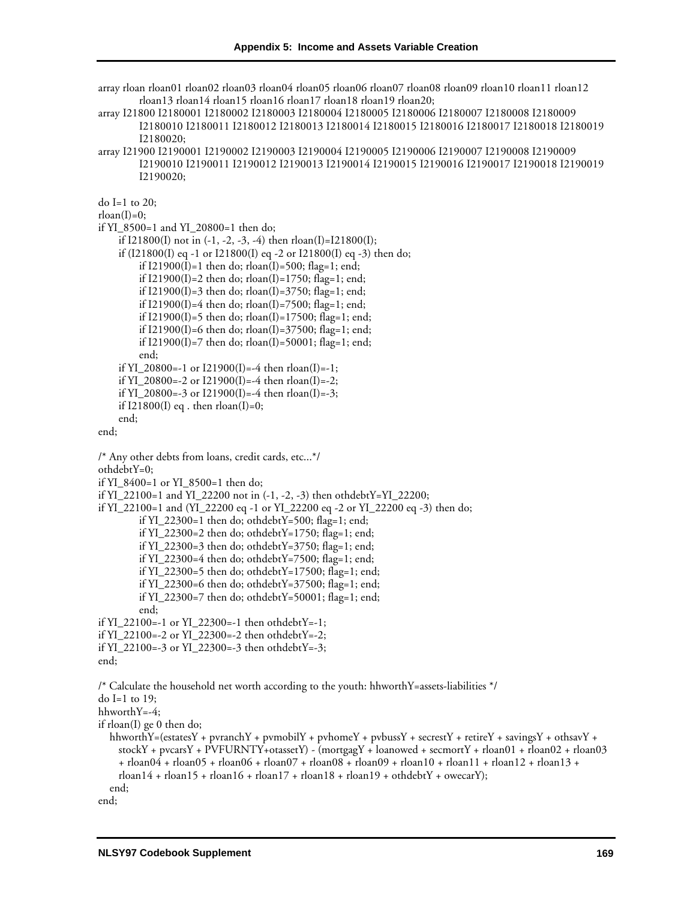```
array rloan rloan01 rloan02 rloan03 rloan04 rloan05 rloan06 rloan07 rloan08 rloan09 rloan10 rloan11 rloan12
        rloan13 rloan14 rloan15 rloan16 rloan17 rloan18 rloan19 rloan20;
array I21800 I2180001 I2180002 I2180003 I2180004 I2180005 I2180006 I2180007 I2180008 I2180009
        I2180010 I2180011 I2180012 I2180013 I2180014 I2180015 I2180016 I2180017 I2180018 I2180019
        I2180020;
array I21900 I2190001 I2190002 I2190003 I2190004 I2190005 I2190006 I2190007 I2190008 I2190009
        I2190010 I2190011 I2190012 I2190013 I2190014 I2190015 I2190016 I2190017 I2190018 I2190019
        I2190020;

do I=1 to 20;
rloan(I)=0;
if YI_8500=1 and YI_20800=1 then do;
    if I21800(I) not in (-1, -2, -3, -4) then rloan(I)=I21800(I);
    if (I21800(I) eq -1 or I21800(I) eq -2 or I21800(I) eq -3) then do;
        if I21900(I)=1 then do; rloan(I)=500; flag=1; end;
        if I21900(I)=2 then do; rloan(I)=1750; flag=1; end;
        if I21900(I)=3 then do; rloan(I)=3750; flag=1; end;
        if I21900(I)=4 then do; rloan(I)=7500; flag=1; end;
        if I21900(I)=5 then do; rloan(I)=17500; flag=1; end;
        if I21900(I)=6 then do; rloan(I)=37500; flag=1; end;
        if I21900(I)=7 then do; rloan(I)=50001; flag=1; end;
        end;
    if YI_20800=-1 or I21900(I)=-4 then rloan(I)=-1;
    if YI_20800=-2 or I21900(I)=-4 then rloan(I)=-2;
    if YI_20800=-3 or I21900(I)=-4 then rloan(I)=-3;
    if I21800(I) eq . then rloan(I)=0;
    end;
end;

/* Any other debts from loans, credit cards, etc...*/
othdebtY=0;
if YI_8400=1 or YI_8500=1 then do;
if YI_22100=1 and YI_22200 not in (-1, -2, -3) then othdebtY=YI_22200;
if YI_22100=1 and (YI_22200 eq -1 or YI_22200 eq -2 or YI_22200 eq -3) then do;
        if YI_22300=1 then do; othdebtY=500; flag=1; end;
        if YI_22300=2 then do; othdebtY=1750; flag=1; end;
        if YI_22300=3 then do; othdebtY=3750; flag=1; end;
        if YI_22300=4 then do; othdebtY=7500; flag=1; end;
        if YI_22300=5 then do; othdebtY=17500; flag=1; end;
        if YI_22300=6 then do; othdebtY=37500; flag=1; end;
        if YI_22300=7 then do; othdebtY=50001; flag=1; end;
        end;
if YI_22100=-1 or YI_22300=-1 then othdebtY=-1;
if YI_22100=-2 or YI_22300=-2 then othdebtY=-2;
if YI_22100=-3 or YI_22300=-3 then othdebtY=-3;
end;

/* Calculate the household net worth according to the youth: hhworthY=assets-liabilities */
do I=1 to 19;
hhworthY=-4;
if rloan(I) ge 0 then do;
   hhworthY=(estatesY + pvranchY + pvmobilY + pvhomeY + pvbussY + secrestY + retireY + savingsY + othsavY +
     stockY + pvcarsY + PVFURNTY+otassetY) - (mortgagY + loanowed + secmortY + rloan01 + rloan02 + rloan03
     + rloan04 + rloan05 + rloan06 + rloan07 + rloan08 + rloan09 + rloan10 + rloan11 + rloan12 + rloan13 +
     rloan14 + rloan15 + rloan16 + rloan17 + rloan18 + rloan19 + othdebtY + owecarY);
   end;
end;
```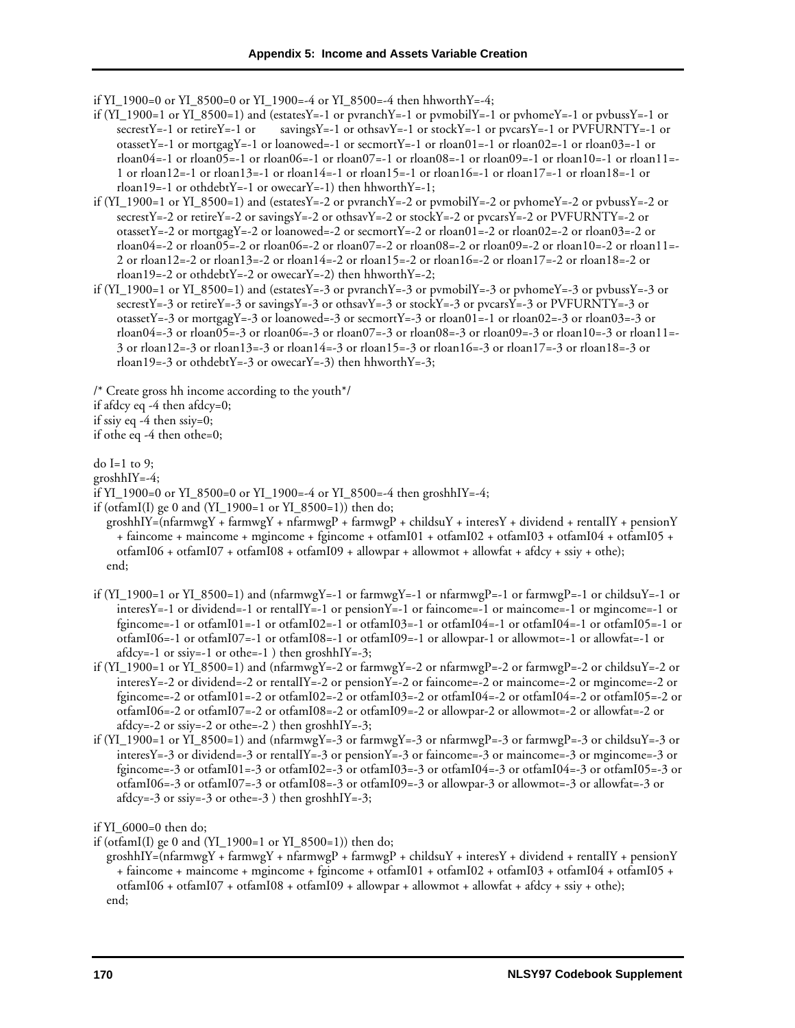```
if YI_1900=0 or YI_8500=0 or YI_1900=-4 or YI_8500=-4 then hhworthY=-4;
if (YI_1900=1 or YI_8500=1) and (estatesY=-1 or pvranchY=-1 or pvmobilY=-1 or pvhomeY=-1 or pvbussY=-1 or
      secrestY=-1 or retireY=-1 or       savingsY=-1 or othsavY=-1 or stockY=-1 or pvcarsY=-1 or PVFURNTY=-1 or
      otassetY=-1 or mortgagY=-1 or loanowed=-1 or secmortY=-1 or rloan01=-1 or rloan02=-1 or rloan03=-1 or
      rloan04=-1 or rloan05=-1 or rloan06=-1 or rloan07=-1 or rloan08=-1 or rloan09=-1 or rloan10=-1 or rloan11=-
      1 or rloan12=-1 or rloan13=-1 or rloan14=-1 or rloan15=-1 or rloan16=-1 or rloan17=-1 or rloan18=-1 or
      rloan19=-1 or othdebtY=-1 or owecarY=-1) then hhworthY=-1;
if (YI_1900=1 or YI_8500=1) and (estatesY=-2 or pvranchY=-2 or pvmobilY=-2 or pvhomeY=-2 or pvbussY=-2 or
      secrestY=-2 or retireY=-2 or savingsY=-2 or othsavY=-2 or stockY=-2 or pvcarsY=-2 or PVFURNTY=-2 or
      otassetY=-2 or mortgagY=-2 or loanowed=-2 or secmortY=-2 or rloan01=-2 or rloan02=-2 or rloan03=-2 or
      rloan04=-2 or rloan05=-2 or rloan06=-2 or rloan07=-2 or rloan08=-2 or rloan09=-2 or rloan10=-2 or rloan11=-
      2 or rloan12=-2 or rloan13=-2 or rloan14=-2 or rloan15=-2 or rloan16=-2 or rloan17=-2 or rloan18=-2 or
      rloan19=-2 or othdebtY=-2 or owecarY=-2) then hhworthY=-2;
if (YI_1900=1 or YI_8500=1) and (estatesY=-3 or pvranchY=-3 or pvmobilY=-3 or pvhomeY=-3 or pvbussY=-3 or
      secrestY=-3 or retireY=-3 or savingsY=-3 or othsavY=-3 or stockY=-3 or pvcarsY=-3 or PVFURNTY=-3 or
      otassetY=-3 or mortgagY=-3 or loanowed=-3 or secmortY=-3 or rloan01=-1 or rloan02=-3 or rloan03=-3 or
      rloan04=-3 or rloan05=-3 or rloan06=-3 or rloan07=-3 or rloan08=-3 or rloan09=-3 or rloan10=-3 or rloan11=-
      3 or rloan12=-3 or rloan13=-3 or rloan14=-3 or rloan15=-3 or rloan16=-3 or rloan17=-3 or rloan18=-3 or
      rloan19=-3 or othdebtY=-3 or owecarY=-3) then hhworthY=-3;

/* Create gross hh income according to the youth*/
if afdcy eq -4 then afdcy=0;
if ssiy eq -4 then ssiy=0;
if othe eq -4 then othe=0;

do I=1 to 9;
groshhIY=-4;
if YI_1900=0 or YI_8500=0 or YI_1900=-4 or YI_8500=-4 then groshhIY=-4;
if (otfamI(I) ge 0 and (YI_1900=1 or YI_8500=1)) then do;
   groshhIY=(nfarmwgY + farmwgY + nfarmwgP + farmwgP + childsuY + interesY + dividend + rentalIY + pensionY
      + faincome + maincome + mgincome + fgincome + otfamI01 + otfamI02 + otfamI03 + otfamI04 + otfamI05 +
      otfamI06 + otfamI07 + otfamI08 + otfamI09 + allowpar + allowmot + allowfat + afdcy + ssiy + othe);
   end;

if (YI_1900=1 or YI_8500=1) and (nfarmwgY=-1 or farmwgY=-1 or nfarmwgP=-1 or farmwgP=-1 or childsuY=-1 or
      interesY=-1 or dividend=-1 or rentalIY=-1 or pensionY=-1 or faincome=-1 or maincome=-1 or mgincome=-1 or
      fgincome=-1 or otfamI01=-1 or otfamI02=-1 or otfamI03=-1 or otfamI04=-1 or otfamI04=-1 or otfamI05=-1 or
      otfamI06=-1 or otfamI07=-1 or otfamI08=-1 or otfamI09=-1 or allowpar-1 or allowmot=-1 or allowfat=-1 or
      afdcy=-1 or ssiy=-1 or othe=-1 ) then groshhIY=-3;
if (YI_1900=1 or YI_8500=1) and (nfarmwgY=-2 or farmwgY=-2 or nfarmwgP=-2 or farmwgP=-2 or childsuY=-2 or
      interesY=-2 or dividend=-2 or rentalIY=-2 or pensionY=-2 or faincome=-2 or maincome=-2 or mgincome=-2 or
      fgincome=-2 or otfamI01=-2 or otfamI02=-2 or otfamI03=-2 or otfamI04=-2 or otfamI04=-2 or otfamI05=-2 or
      otfamI06=-2 or otfamI07=-2 or otfamI08=-2 or otfamI09=-2 or allowpar-2 or allowmot=-2 or allowfat=-2 or
      afdcy=-2 or ssiy=-2 or othe=-2 ) then groshhIY=-3;
if (YI_1900=1 or YI_8500=1) and (nfarmwgY=-3 or farmwgY=-3 or nfarmwgP=-3 or farmwgP=-3 or childsuY=-3 or
      interesY=-3 or dividend=-3 or rentalIY=-3 or pensionY=-3 or faincome=-3 or maincome=-3 or mgincome=-3 or
      fgincome=-3 or otfamI01=-3 or otfamI02=-3 or otfamI03=-3 or otfamI04=-3 or otfamI04=-3 or otfamI05=-3 or
      otfamI06=-3 or otfamI07=-3 or otfamI08=-3 or otfamI09=-3 or allowpar-3 or allowmot=-3 or allowfat=-3 or
      afdcy=-3 or ssiy=-3 or othe=-3 ) then groshhIY=-3;

if YI_6000=0 then do;
if (otfamI(I) ge 0 and (YI_1900=1 or YI_8500=1)) then do;
   groshhIY=(nfarmwgY + farmwgY + nfarmwgP + farmwgP + childsuY + interesY + dividend + rentalIY + pensionY
      + faincome + maincome + mgincome + fgincome + otfamI01 + otfamI02 + otfamI03 + otfamI04 + otfamI05 +
      otfamI06 + otfamI07 + otfamI08 + otfamI09 + allowpar + allowmot + allowfat + afdcy + ssiy + othe);
   end;
```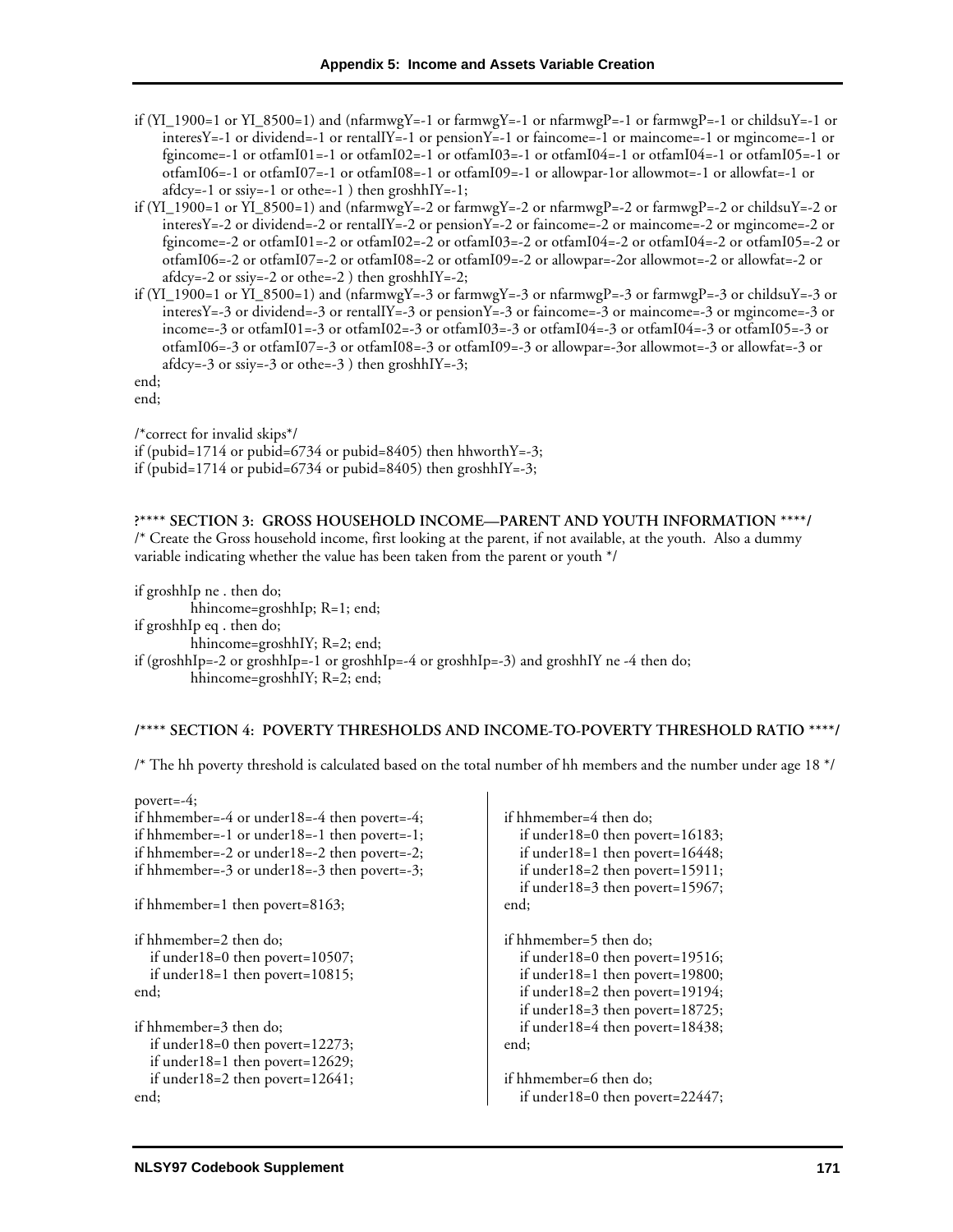```
if (YI_1900=1 or YI_8500=1) and (nfarmwgY=-1 or farmwgY=-1 or nfarmwgP=-1 or farmwgP=-1 or childsuY=-1 or
     interesY=-1 or dividend=-1 or rentalIY=-1 or pensionY=-1 or faincome=-1 or maincome=-1 or mgincome=-1 or
     fgincome=-1 or otfamI01=-1 or otfamI02=-1 or otfamI03=-1 or otfamI04=-1 or otfamI04=-1 or otfamI05=-1 or
     otfamI06=-1 or otfamI07=-1 or otfamI08=-1 or otfamI09=-1 or allowpar-1or allowmot=-1 or allowfat=-1 or
     afdcy=-1 or ssiy=-1 or othe=-1 ) then groshhIY=-1;
if (YI_1900=1 or YI_8500=1) and (nfarmwgY=-2 or farmwgY=-2 or nfarmwgP=-2 or farmwgP=-2 or childsuY=-2 or
     interesY=-2 or dividend=-2 or rentalIY=-2 or pensionY=-2 or faincome=-2 or maincome=-2 or mgincome=-2 or
     fgincome=-2 or otfamI01=-2 or otfamI02=-2 or otfamI03=-2 or otfamI04=-2 or otfamI04=-2 or otfamI05=-2 or
     otfamI06=-2 or otfamI07=-2 or otfamI08=-2 or otfamI09=-2 or allowpar=-2or allowmot=-2 or allowfat=-2 or
     afdcy=-2 or ssiy=-2 or othe=-2 ) then groshhIY=-2;
if (YI_1900=1 or YI_8500=1) and (nfarmwgY=-3 or farmwgY=-3 or nfarmwgP=-3 or farmwgP=-3 or childsuY=-3 or
     interesY=-3 or dividend=-3 or rentalIY=-3 or pensionY=-3 or faincome=-3 or maincome=-3 or mgincome=-3 or
     income=-3 or otfamI01=-3 or otfamI02=-3 or otfamI03=-3 or otfamI04=-3 or otfamI04=-3 or otfamI05=-3 or
     otfamI06=-3 or otfamI07=-3 or otfamI08=-3 or otfamI09=-3 or allowpar=-3or allowmot=-3 or allowfat=-3 or
     afdcy=-3 or ssiy=-3 or othe=-3 ) then groshhIY=-3;
end;
end;

/*correct for invalid skips*/
if (pubid=1714 or pubid=6734 or pubid=8405) then hhworthY=-3;
if (pubid=1714 or pubid=6734 or pubid=8405) then groshhIY=-3;
```

**?\*\*\*\* SECTION 3: GROSS HOUSEHOLD INCOME—PARENT AND YOUTH INFORMATION \*\*\*\*/**

```
/* Create the Gross household income, first looking at the parent, if not available, at the youth. Also a dummy
variable indicating whether the value has been taken from the parent or youth */

if groshhIp ne . then do;
          hhincome=groshhIp; R=1; end;
if groshhIp eq . then do;
          hhincome=groshhIY; R=2; end;
if (groshhIp=-2 or groshhIp=-1 or groshhIp=-4 or groshhIp=-3) and groshhIY ne -4 then do;
          hhincome=groshhIY; R=2; end;
```

**/\*\*\*\* SECTION 4: POVERTY THRESHOLDS AND INCOME-TO-POVERTY THRESHOLD RATIO \*\*\*\*/**

```
/* The hh poverty threshold is calculated based on the total number of hh members and the number under age 18 */

povert=-4;
if hhmember=-4 or under18=-4 then povert=-4;
if hhmember=-1 or under18=-1 then povert=-1;
if hhmember=-2 or under18=-2 then povert=-2;
if hhmember=-3 or under18=-3 then povert=-3;

if hhmember=1 then povert=8163;

if hhmember=2 then do;
   if under18=0 then povert=10507;
   if under18=1 then povert=10815;
end;

if hhmember=3 then do;
   if under18=0 then povert=12273;
   if under18=1 then povert=12629;
   if under18=2 then povert=12641;
end;

if hhmember=4 then do;
   if under18=0 then povert=16183;
   if under18=1 then povert=16448;
   if under18=2 then povert=15911;
   if under18=3 then povert=15967;
end;

if hhmember=5 then do;
   if under18=0 then povert=19516;
   if under18=1 then povert=19800;
   if under18=2 then povert=19194;
   if under18=3 then povert=18725;
   if under18=4 then povert=18438;
end;

if hhmember=6 then do;
   if under18=0 then povert=22447;
```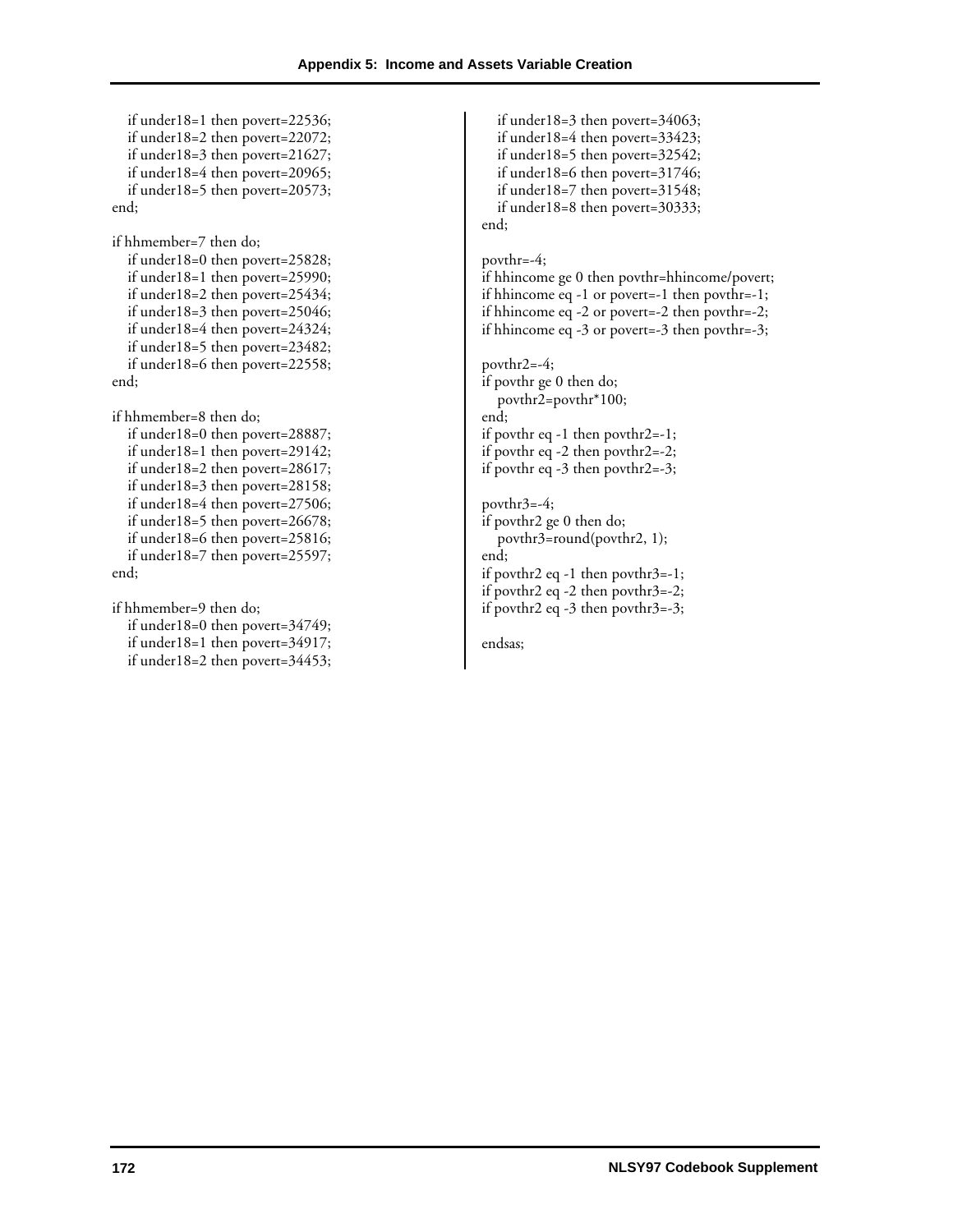```
   if under18=1 then povert=22536;
   if under18=2 then povert=22072;
   if under18=3 then povert=21627;
   if under18=4 then povert=20965;
   if under18=5 then povert=20573;
end;

if hhmember=7 then do;
   if under18=0 then povert=25828;
   if under18=1 then povert=25990;
   if under18=2 then povert=25434;
   if under18=3 then povert=25046;
   if under18=4 then povert=24324;
   if under18=5 then povert=23482;
   if under18=6 then povert=22558;
end;

if hhmember=8 then do;
   if under18=0 then povert=28887;
   if under18=1 then povert=29142;
   if under18=2 then povert=28617;
   if under18=3 then povert=28158;
   if under18=4 then povert=27506;
   if under18=5 then povert=26678;
   if under18=6 then povert=25816;
   if under18=7 then povert=25597;
end;

if hhmember=9 then do;
   if under18=0 then povert=34749;
   if under18=1 then povert=34917;
   if under18=2 then povert=34453;
   if under18=3 then povert=34063;
   if under18=4 then povert=33423;
   if under18=5 then povert=32542;
   if under18=6 then povert=31746;
   if under18=7 then povert=31548;
   if under18=8 then povert=30333;
end;

povthr=-4;
if hhincome ge 0 then povthr=hhincome/povert;
if hhincome eq -1 or povert=-1 then povthr=-1;
if hhincome eq -2 or povert=-2 then povthr=-2;
if hhincome eq -3 or povert=-3 then povthr=-3;

povthr2=-4;
if povthr ge 0 then do;
   povthr2=povthr*100;
end;
if povthr eq -1 then povthr2=-1;
if povthr eq -2 then povthr2=-2;
if povthr eq -3 then povthr2=-3;

povthr3=-4;
if povthr2 ge 0 then do;
   povthr3=round(povthr2, 1);
end;
if povthr2 eq -1 then povthr3=-1;
if povthr2 eq -2 then povthr3=-2;
if povthr2 eq -3 then povthr3=-3;

endsas;
```